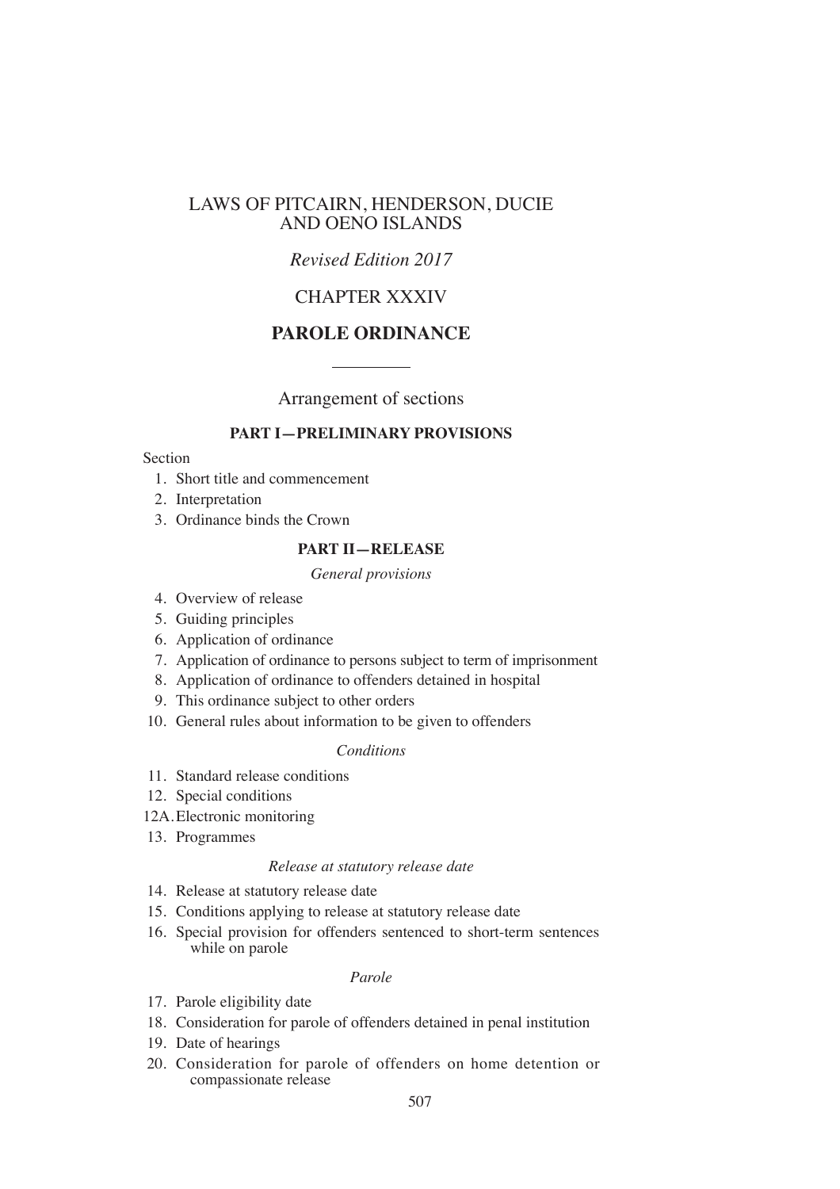# LAWS OF PITCAIRN, HENDERSON, DUCIE AND OENO ISLANDS

*Revised Edition 2017*

## CHAPTER XXXIV

## PAROLE ORDINANCE

---

Arrangement of sections

### PART I—PRELIMINARY PROVISIONS

Section

1. Short title and commencement
2. Interpretation
3. Ordinance binds the Crown

### PART II—RELEASE

*General provisions*

4. Overview of release
5. Guiding principles
6. Application of ordinance
7. Application of ordinance to persons subject to term of imprisonment
8. Application of ordinance to offenders detained in hospital
9. This ordinance subject to other orders
10. General rules about information to be given to offenders

*Conditions*

11. Standard release conditions
12. Special conditions

12A. Electronic monitoring

13. Programmes

*Release at statutory release date*

14. Release at statutory release date
15. Conditions applying to release at statutory release date
16. Special provision for offenders sentenced to short-term sentences while on parole

*Parole*

17. Parole eligibility date
18. Consideration for parole of offenders detained in penal institution
19. Date of hearings
20. Consideration for parole of offenders on home detention or compassionate release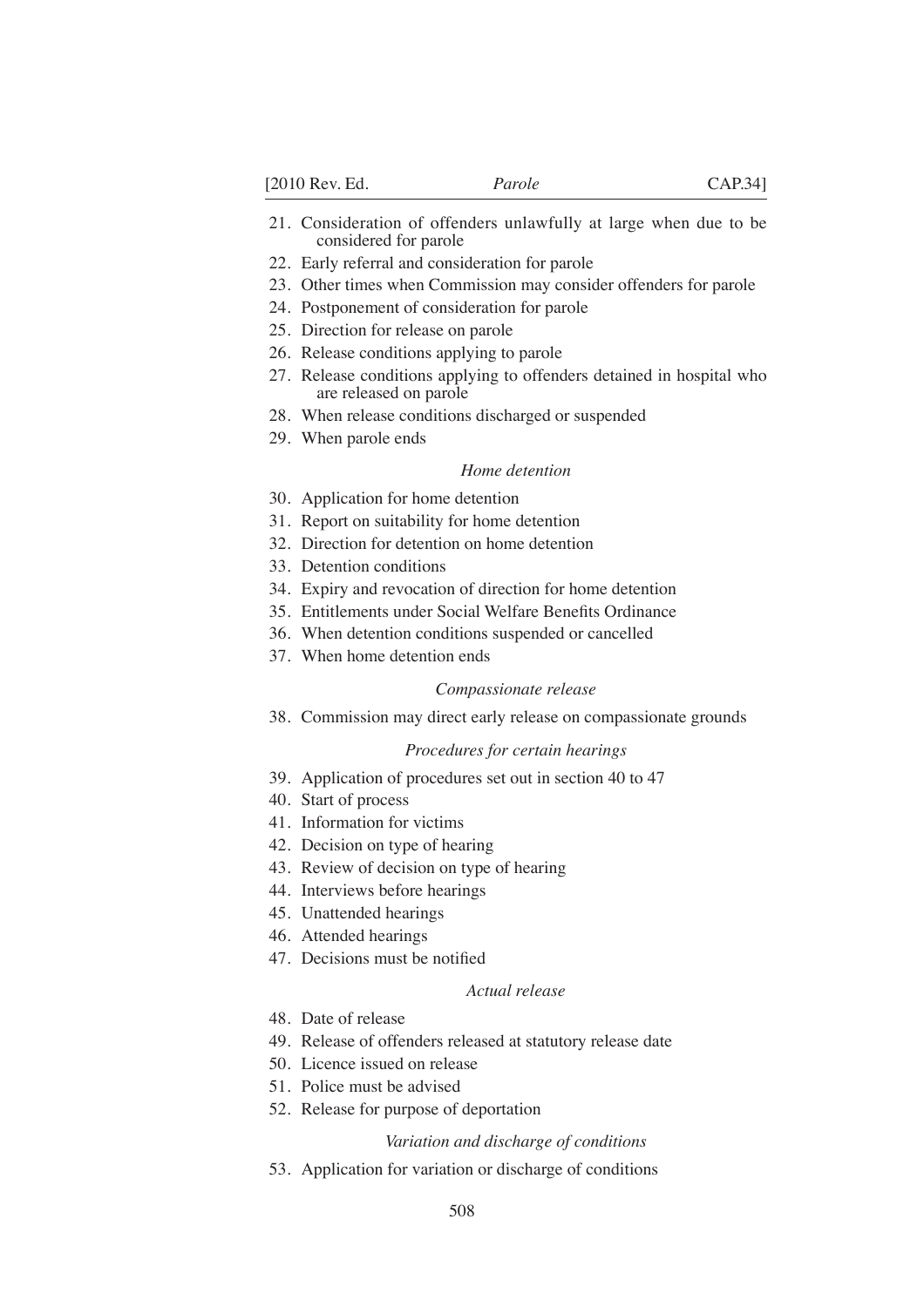21. Consideration of offenders unlawfully at large when due to be considered for parole
22. Early referral and consideration for parole
23. Other times when Commission may consider offenders for parole
24. Postponement of consideration for parole
25. Direction for release on parole
26. Release conditions applying to parole
27. Release conditions applying to offenders detained in hospital who are released on parole
28. When release conditions discharged or suspended
29. When parole ends

*Home detention*

30. Application for home detention
31. Report on suitability for home detention
32. Direction for detention on home detention
33. Detention conditions
34. Expiry and revocation of direction for home detention
35. Entitlements under Social Welfare Benefits Ordinance
36. When detention conditions suspended or cancelled
37. When home detention ends

*Compassionate release*

38. Commission may direct early release on compassionate grounds

*Procedures for certain hearings*

39. Application of procedures set out in section 40 to 47
40. Start of process
41. Information for victims
42. Decision on type of hearing
43. Review of decision on type of hearing
44. Interviews before hearings
45. Unattended hearings
46. Attended hearings
47. Decisions must be notified

*Actual release*

48. Date of release
49. Release of offenders released at statutory release date
50. Licence issued on release
51. Police must be advised
52. Release for purpose of deportation

*Variation and discharge of conditions*

53. Application for variation or discharge of conditions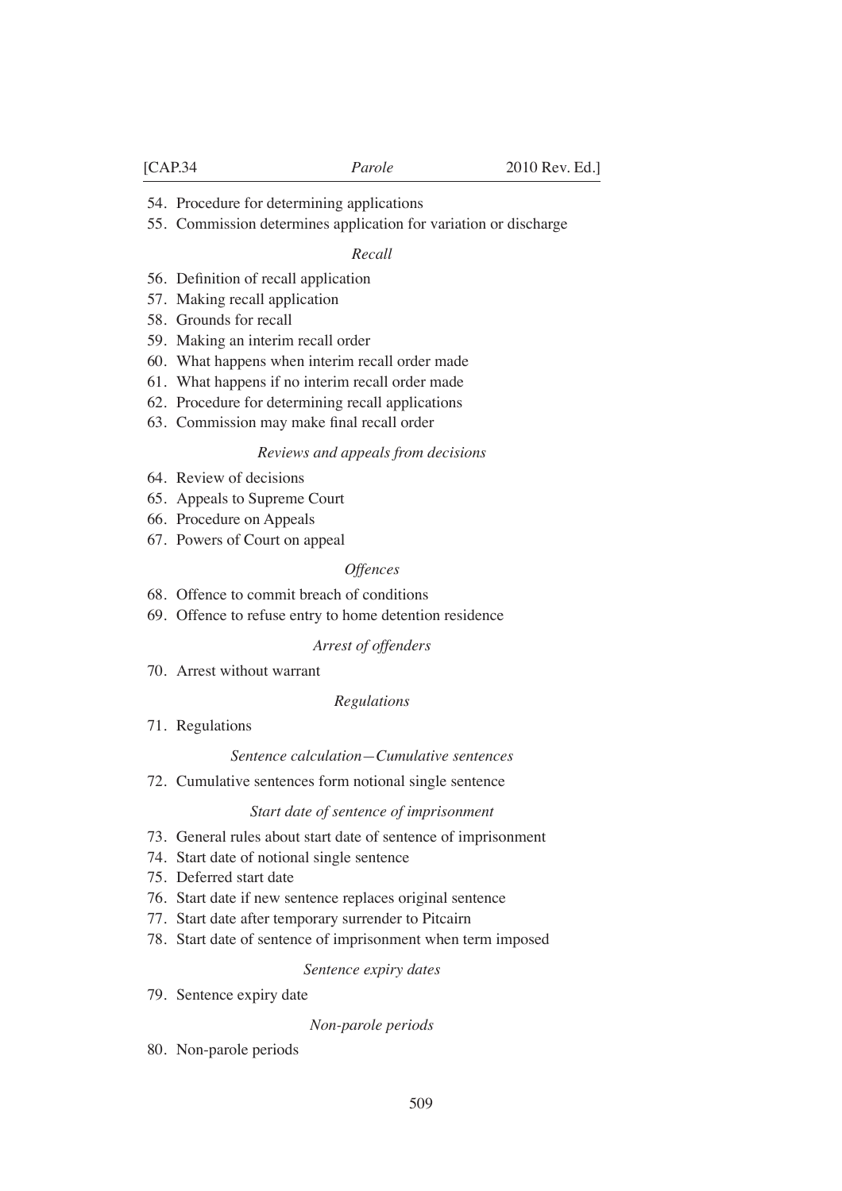54. Procedure for determining applications
55. Commission determines application for variation or discharge

*Recall*

56. Definition of recall application
57. Making recall application
58. Grounds for recall
59. Making an interim recall order
60. What happens when interim recall order made
61. What happens if no interim recall order made
62. Procedure for determining recall applications
63. Commission may make final recall order

*Reviews and appeals from decisions*

64. Review of decisions
65. Appeals to Supreme Court
66. Procedure on Appeals
67. Powers of Court on appeal

*Offences*

68. Offence to commit breach of conditions
69. Offence to refuse entry to home detention residence

*Arrest of offenders*

70. Arrest without warrant

*Regulations*

71. Regulations

*Sentence calculation—Cumulative sentences*

72. Cumulative sentences form notional single sentence

*Start date of sentence of imprisonment*

73. General rules about start date of sentence of imprisonment
74. Start date of notional single sentence
75. Deferred start date
76. Start date if new sentence replaces original sentence
77. Start date after temporary surrender to Pitcairn
78. Start date of sentence of imprisonment when term imposed

*Sentence expiry dates*

79. Sentence expiry date

*Non-parole periods*

80. Non-parole periods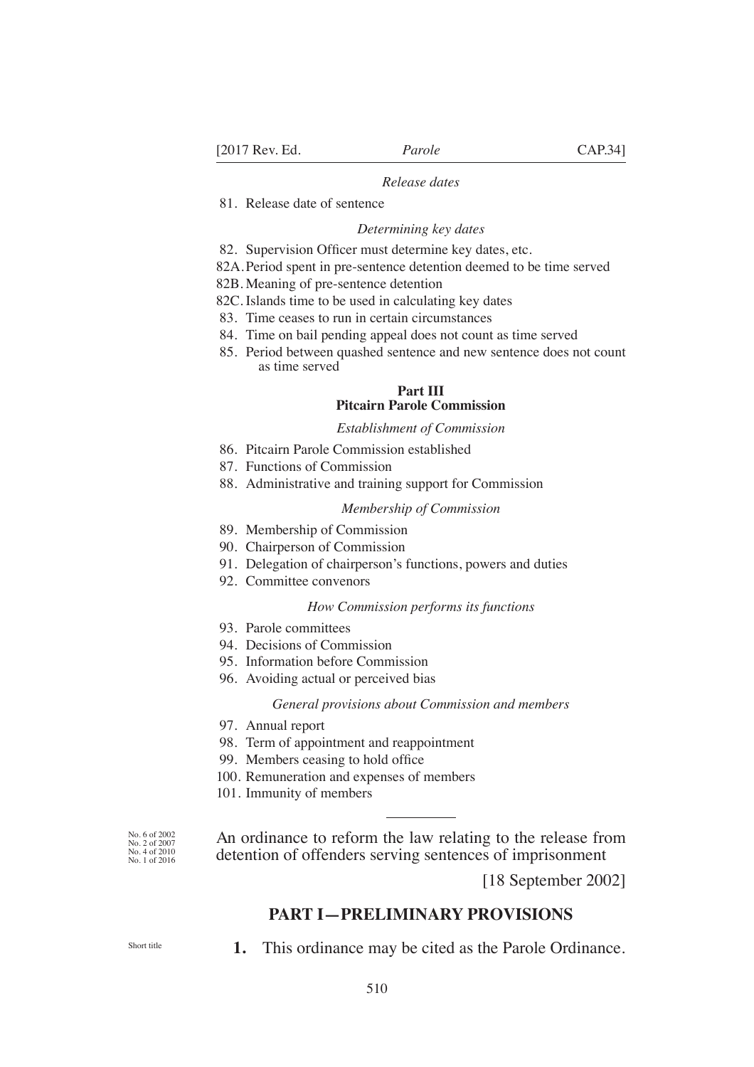*Release dates*

81. Release date of sentence

*Determining key dates*

82. Supervision Officer must determine key dates, etc.
82A. Period spent in pre-sentence detention deemed to be time served
82B. Meaning of pre-sentence detention
82C. Islands time to be used in calculating key dates
83. Time ceases to run in certain circumstances
84. Time on bail pending appeal does not count as time served
85. Period between quashed sentence and new sentence does not count as time served

**Part III**
**Pitcairn Parole Commission**

*Establishment of Commission*

86. Pitcairn Parole Commission established
87. Functions of Commission
88. Administrative and training support for Commission

*Membership of Commission*

89. Membership of Commission
90. Chairperson of Commission
91. Delegation of chairperson's functions, powers and duties
92. Committee convenors

*How Commission performs its functions*

93. Parole committees
94. Decisions of Commission
95. Information before Commission
96. Avoiding actual or perceived bias

*General provisions about Commission and members*

97. Annual report
98. Term of appointment and reappointment
99. Members ceasing to hold office
100. Remuneration and expenses of members
101. Immunity of members

---

No. 6 of 2002
No. 2 of 2007
No. 4 of 2010
No. 1 of 2016

An ordinance to reform the law relating to the release from detention of offenders serving sentences of imprisonment

[18 September 2002]

## PART I—PRELIMINARY PROVISIONS

Short title

**1.** This ordinance may be cited as the Parole Ordinance.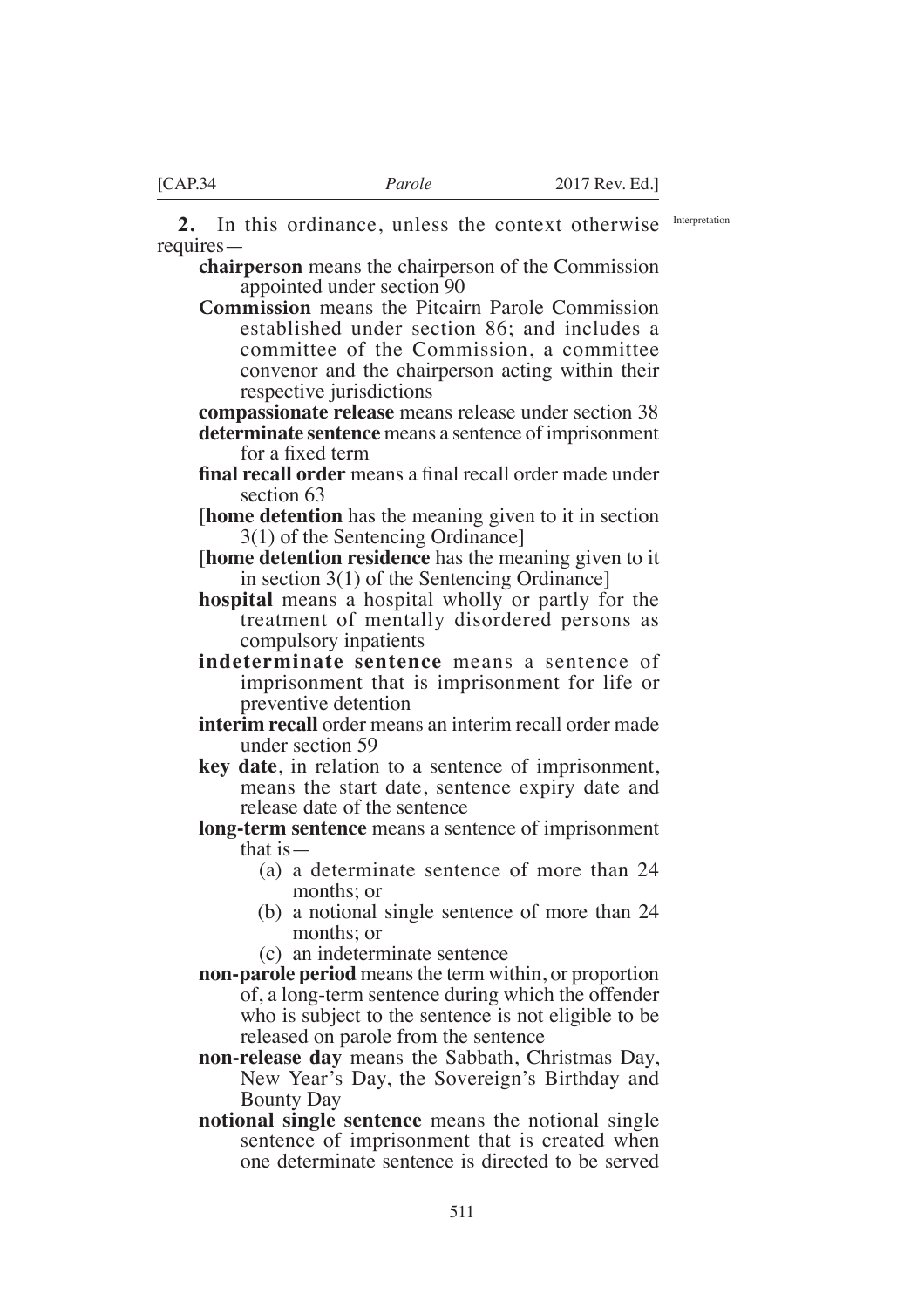**2.** In this ordinance, unless the context otherwise requires—

Interpretation

**chairperson** means the chairperson of the Commission appointed under section 90

**Commission** means the Pitcairn Parole Commission established under section 86; and includes a committee of the Commission, a committee convenor and the chairperson acting within their respective jurisdictions

**compassionate release** means release under section 38

**determinate sentence** means a sentence of imprisonment for a fixed term

**final recall order** means a final recall order made under section 63

[**home detention** has the meaning given to it in section 3(1) of the Sentencing Ordinance]

[**home detention residence** has the meaning given to it in section 3(1) of the Sentencing Ordinance]

**hospital** means a hospital wholly or partly for the treatment of mentally disordered persons as compulsory inpatients

**indeterminate sentence** means a sentence of imprisonment that is imprisonment for life or preventive detention

**interim recall** order means an interim recall order made under section 59

**key date**, in relation to a sentence of imprisonment, means the start date, sentence expiry date and release date of the sentence

**long-term sentence** means a sentence of imprisonment that is—

(a) a determinate sentence of more than 24 months; or

(b) a notional single sentence of more than 24 months; or

(c) an indeterminate sentence

**non-parole period** means the term within, or proportion of, a long-term sentence during which the offender who is subject to the sentence is not eligible to be released on parole from the sentence

**non-release day** means the Sabbath, Christmas Day, New Year's Day, the Sovereign's Birthday and Bounty Day

**notional single sentence** means the notional single sentence of imprisonment that is created when one determinate sentence is directed to be served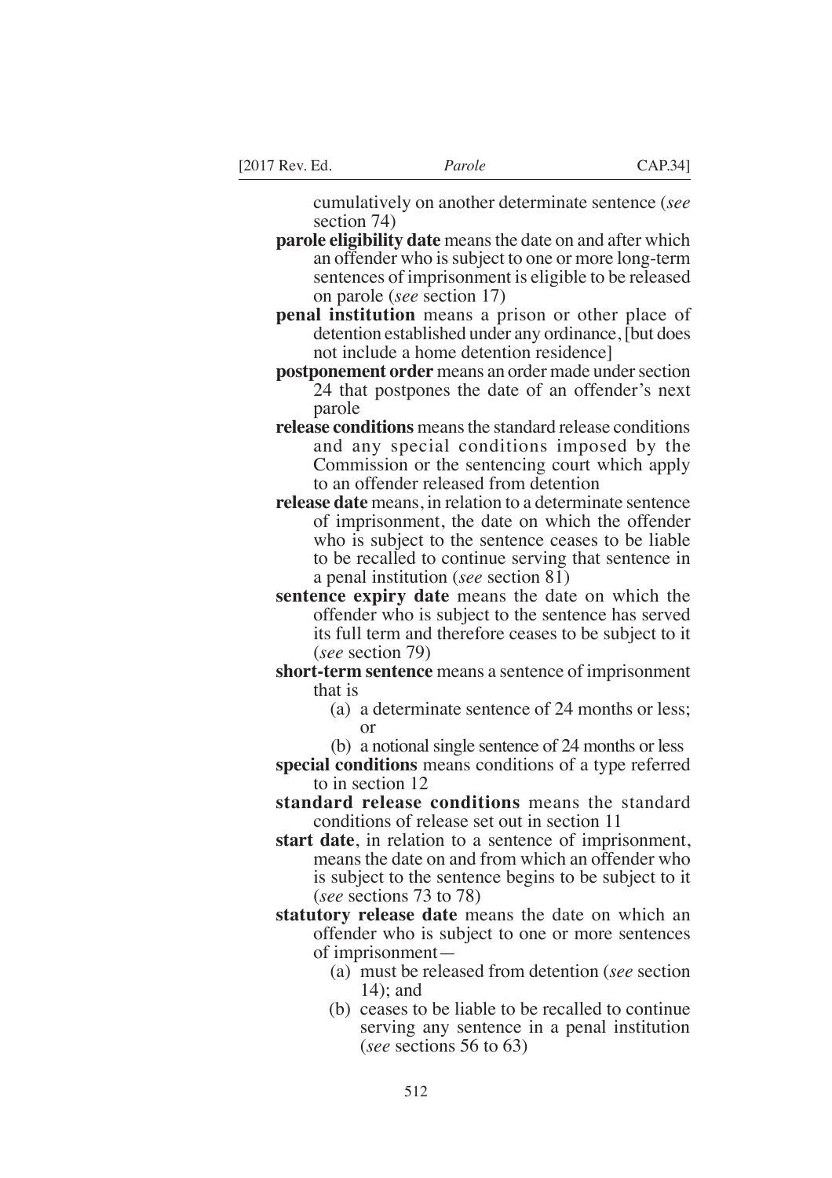cumulatively on another determinate sentence (*see* section 74)

**parole eligibility date** means the date on and after which an offender who is subject to one or more long-term sentences of imprisonment is eligible to be released on parole (*see* section 17)

**penal institution** means a prison or other place of detention established under any ordinance, [but does not include a home detention residence]

**postponement order** means an order made under section 24 that postpones the date of an offender's next parole

**release conditions** means the standard release conditions and any special conditions imposed by the Commission or the sentencing court which apply to an offender released from detention

**release date** means, in relation to a determinate sentence of imprisonment, the date on which the offender who is subject to the sentence ceases to be liable to be recalled to continue serving that sentence in a penal institution (*see* section 81)

**sentence expiry date** means the date on which the offender who is subject to the sentence has served its full term and therefore ceases to be subject to it (*see* section 79)

**short-term sentence** means a sentence of imprisonment that is

- (a) a determinate sentence of 24 months or less; or
- (b) a notional single sentence of 24 months or less

**special conditions** means conditions of a type referred to in section 12

**standard release conditions** means the standard conditions of release set out in section 11

**start date**, in relation to a sentence of imprisonment, means the date on and from which an offender who is subject to the sentence begins to be subject to it (*see* sections 73 to 78)

**statutory release date** means the date on which an offender who is subject to one or more sentences of imprisonment—

- (a) must be released from detention (*see* section 14); and
- (b) ceases to be liable to be recalled to continue serving any sentence in a penal institution (*see* sections 56 to 63)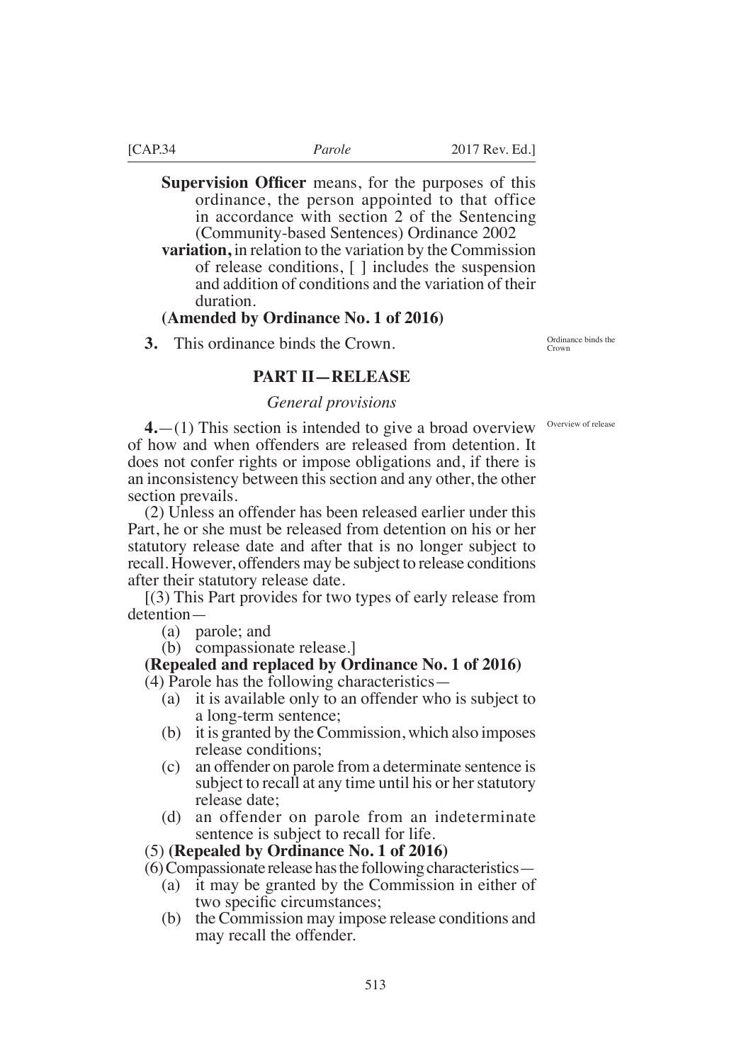**Supervision Officer** means, for the purposes of this ordinance, the person appointed to that office in accordance with section 2 of the Sentencing (Community-based Sentences) Ordinance 2002

**variation,** in relation to the variation by the Commission of release conditions, [ ] includes the suspension and addition of conditions and the variation of their duration.

**(Amended by Ordinance No. 1 of 2016)**

Ordinance binds the Crown

**3.** This ordinance binds the Crown.

## PART II—RELEASE

### *General provisions*

Overview of release

**4.**—(1) This section is intended to give a broad overview of how and when offenders are released from detention. It does not confer rights or impose obligations and, if there is an inconsistency between this section and any other, the other section prevails.

(2) Unless an offender has been released earlier under this Part, he or she must be released from detention on his or her statutory release date and after that is no longer subject to recall. However, offenders may be subject to release conditions after their statutory release date.

[(3) This Part provides for two types of early release from detention—

- (a) parole; and
- (b) compassionate release.]

**(Repealed and replaced by Ordinance No. 1 of 2016)**

(4) Parole has the following characteristics—

- (a) it is available only to an offender who is subject to a long-term sentence;
- (b) it is granted by the Commission, which also imposes release conditions;
- (c) an offender on parole from a determinate sentence is subject to recall at any time until his or her statutory release date;
- (d) an offender on parole from an indeterminate sentence is subject to recall for life.

(5) **(Repealed by Ordinance No. 1 of 2016)**

(6) Compassionate release has the following characteristics—

- (a) it may be granted by the Commission in either of two specific circumstances;
- (b) the Commission may impose release conditions and may recall the offender.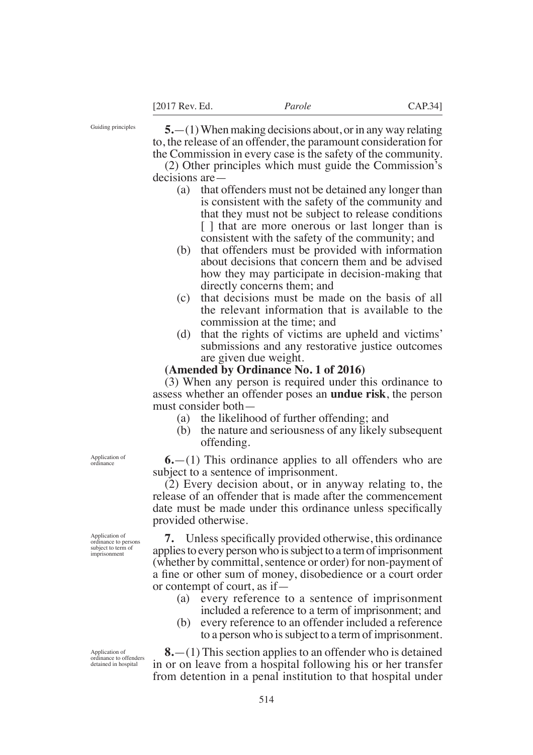Guiding principles

**5.**—(1) When making decisions about, or in any way relating to, the release of an offender, the paramount consideration for the Commission in every case is the safety of the community.

(2) Other principles which must guide the Commission's decisions are—

- (a) that offenders must not be detained any longer than is consistent with the safety of the community and that they must not be subject to release conditions [ ] that are more onerous or last longer than is consistent with the safety of the community; and
- (b) that offenders must be provided with information about decisions that concern them and be advised how they may participate in decision-making that directly concerns them; and
- (c) that decisions must be made on the basis of all the relevant information that is available to the commission at the time; and
- (d) that the rights of victims are upheld and victims' submissions and any restorative justice outcomes are given due weight.

**(Amended by Ordinance No. 1 of 2016)**

(3) When any person is required under this ordinance to assess whether an offender poses an **undue risk**, the person must consider both—

- (a) the likelihood of further offending; and
- (b) the nature and seriousness of any likely subsequent offending.

Application of ordinance

**6.**—(1) This ordinance applies to all offenders who are subject to a sentence of imprisonment.

(2) Every decision about, or in anyway relating to, the release of an offender that is made after the commencement date must be made under this ordinance unless specifically provided otherwise.

Application of ordinance to persons subject to term of imprisonment

**7.** Unless specifically provided otherwise, this ordinance applies to every person who is subject to a term of imprisonment (whether by committal, sentence or order) for non-payment of a fine or other sum of money, disobedience or a court order or contempt of court, as if—

- (a) every reference to a sentence of imprisonment included a reference to a term of imprisonment; and
- (b) every reference to an offender included a reference to a person who is subject to a term of imprisonment.

Application of ordinance to offenders detained in hospital

**8.**—(1) This section applies to an offender who is detained in or on leave from a hospital following his or her transfer from detention in a penal institution to that hospital under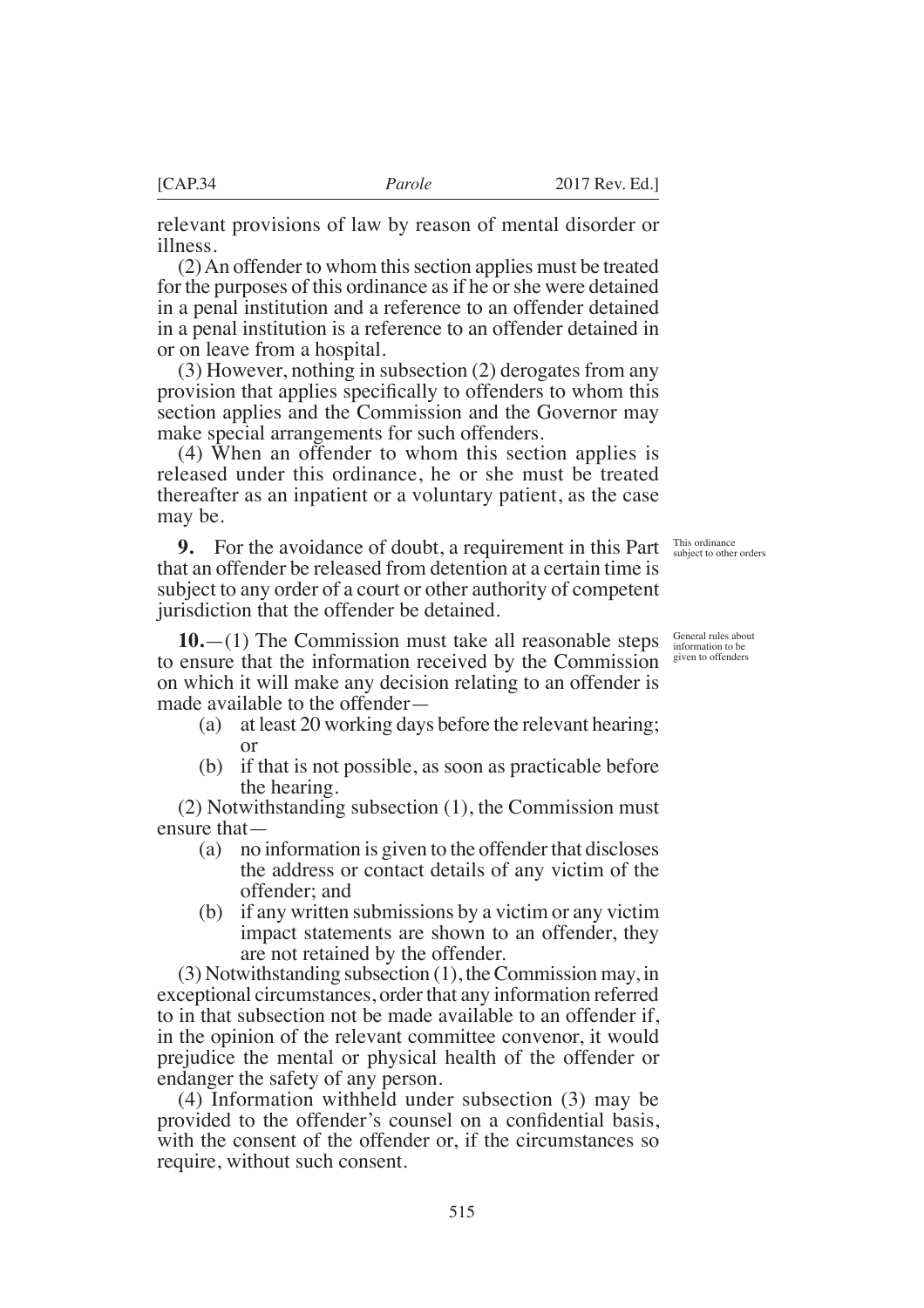relevant provisions of law by reason of mental disorder or illness.

(2) An offender to whom this section applies must be treated for the purposes of this ordinance as if he or she were detained in a penal institution and a reference to an offender detained in a penal institution is a reference to an offender detained in or on leave from a hospital.

(3) However, nothing in subsection (2) derogates from any provision that applies specifically to offenders to whom this section applies and the Commission and the Governor may make special arrangements for such offenders.

(4) When an offender to whom this section applies is released under this ordinance, he or she must be treated thereafter as an inpatient or a voluntary patient, as the case may be.

*This ordinance subject to other orders*

**9.** For the avoidance of doubt, a requirement in this Part that an offender be released from detention at a certain time is subject to any order of a court or other authority of competent jurisdiction that the offender be detained.

*General rules about information to be given to offenders*

**10.**—(1) The Commission must take all reasonable steps to ensure that the information received by the Commission on which it will make any decision relating to an offender is made available to the offender—

(a) at least 20 working days before the relevant hearing; or

(b) if that is not possible, as soon as practicable before the hearing.

(2) Notwithstanding subsection (1), the Commission must ensure that—

(a) no information is given to the offender that discloses the address or contact details of any victim of the offender; and

(b) if any written submissions by a victim or any victim impact statements are shown to an offender, they are not retained by the offender.

(3) Notwithstanding subsection (1), the Commission may, in exceptional circumstances, order that any information referred to in that subsection not be made available to an offender if, in the opinion of the relevant committee convenor, it would prejudice the mental or physical health of the offender or endanger the safety of any person.

(4) Information withheld under subsection (3) may be provided to the offender's counsel on a confidential basis, with the consent of the offender or, if the circumstances so require, without such consent.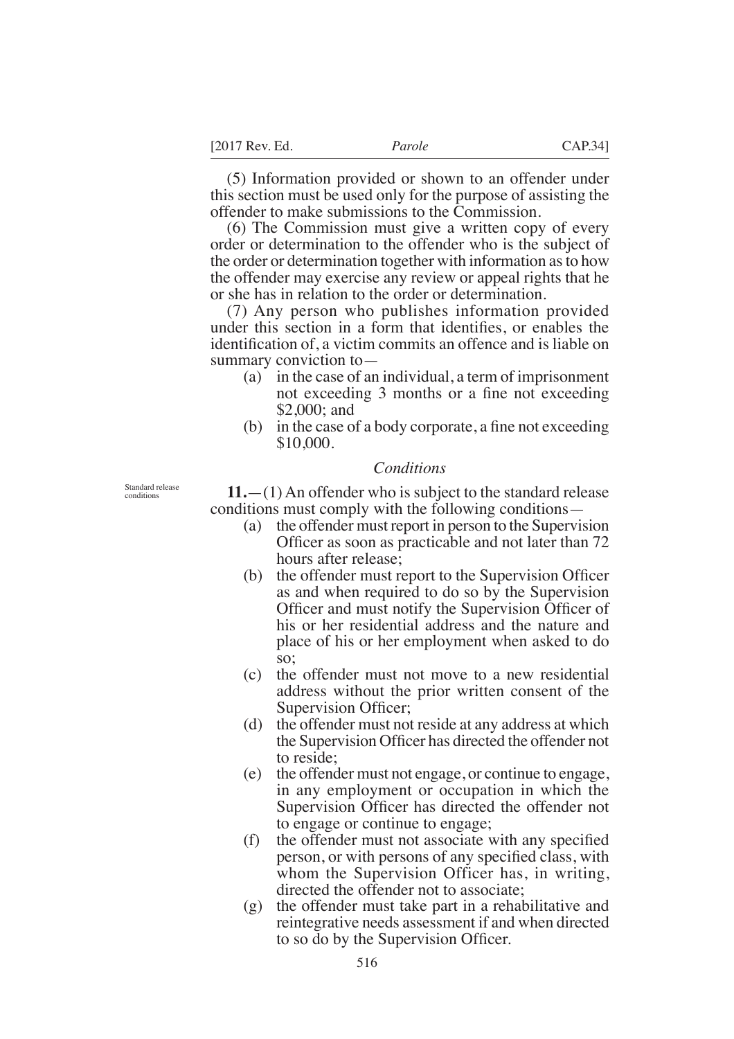(5) Information provided or shown to an offender under this section must be used only for the purpose of assisting the offender to make submissions to the Commission.

(6) The Commission must give a written copy of every order or determination to the offender who is the subject of the order or determination together with information as to how the offender may exercise any review or appeal rights that he or she has in relation to the order or determination.

(7) Any person who publishes information provided under this section in a form that identifies, or enables the identification of, a victim commits an offence and is liable on summary conviction to—

- (a) in the case of an individual, a term of imprisonment not exceeding 3 months or a fine not exceeding $2,000; and
- (b) in the case of a body corporate, a fine not exceeding $10,000.

### *Conditions*

Standard release conditions

**11.**—(1) An offender who is subject to the standard release conditions must comply with the following conditions—

- (a) the offender must report in person to the Supervision Officer as soon as practicable and not later than 72 hours after release;
- (b) the offender must report to the Supervision Officer as and when required to do so by the Supervision Officer and must notify the Supervision Officer of his or her residential address and the nature and place of his or her employment when asked to do so;
- (c) the offender must not move to a new residential address without the prior written consent of the Supervision Officer;
- (d) the offender must not reside at any address at which the Supervision Officer has directed the offender not to reside;
- (e) the offender must not engage, or continue to engage, in any employment or occupation in which the Supervision Officer has directed the offender not to engage or continue to engage;
- (f) the offender must not associate with any specified person, or with persons of any specified class, with whom the Supervision Officer has, in writing, directed the offender not to associate;
- (g) the offender must take part in a rehabilitative and reintegrative needs assessment if and when directed to so do by the Supervision Officer.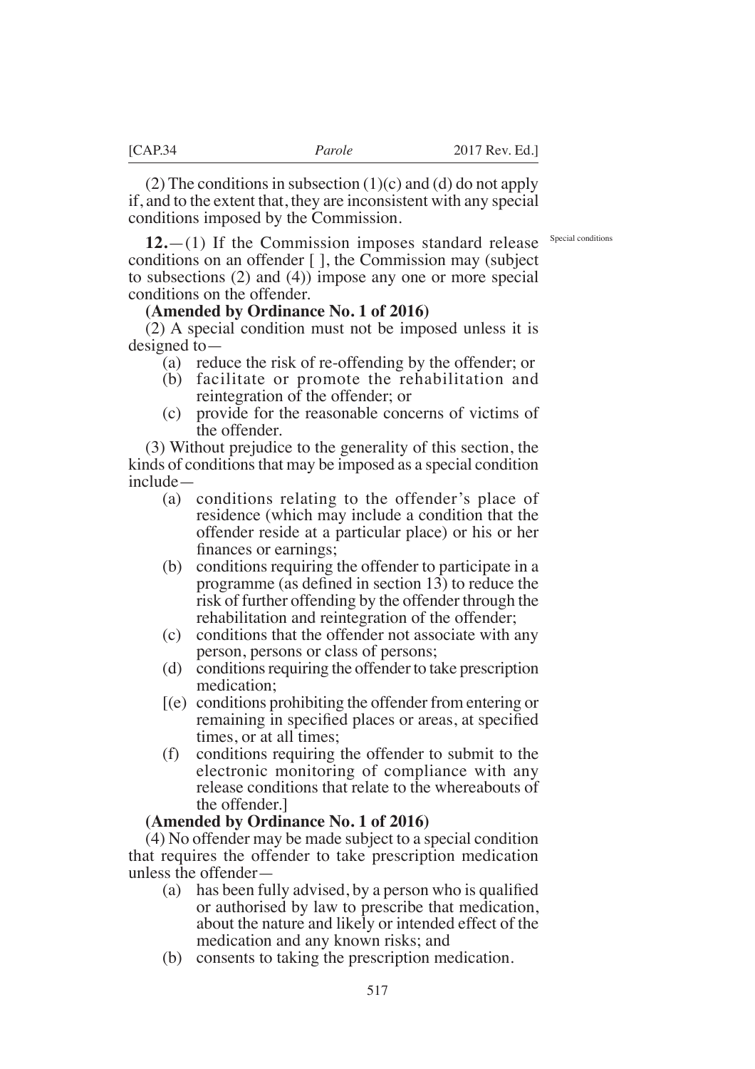(2) The conditions in subsection (1)(c) and (d) do not apply if, and to the extent that, they are inconsistent with any special conditions imposed by the Commission.

Special conditions

**12.**—(1) If the Commission imposes standard release conditions on an offender [ ], the Commission may (subject to subsections (2) and (4)) impose any one or more special conditions on the offender.

**(Amended by Ordinance No. 1 of 2016)**

(2) A special condition must not be imposed unless it is designed to—

- (a) reduce the risk of re-offending by the offender; or
- (b) facilitate or promote the rehabilitation and reintegration of the offender; or
- (c) provide for the reasonable concerns of victims of the offender.

(3) Without prejudice to the generality of this section, the kinds of conditions that may be imposed as a special condition include—

- (a) conditions relating to the offender's place of residence (which may include a condition that the offender reside at a particular place) or his or her finances or earnings;
- (b) conditions requiring the offender to participate in a programme (as defined in section 13) to reduce the risk of further offending by the offender through the rehabilitation and reintegration of the offender;
- (c) conditions that the offender not associate with any person, persons or class of persons;
- (d) conditions requiring the offender to take prescription medication;
- [(e) conditions prohibiting the offender from entering or remaining in specified places or areas, at specified times, or at all times;
- (f) conditions requiring the offender to submit to the electronic monitoring of compliance with any release conditions that relate to the whereabouts of the offender.]

**(Amended by Ordinance No. 1 of 2016)**

(4) No offender may be made subject to a special condition that requires the offender to take prescription medication unless the offender—

- (a) has been fully advised, by a person who is qualified or authorised by law to prescribe that medication, about the nature and likely or intended effect of the medication and any known risks; and
- (b) consents to taking the prescription medication.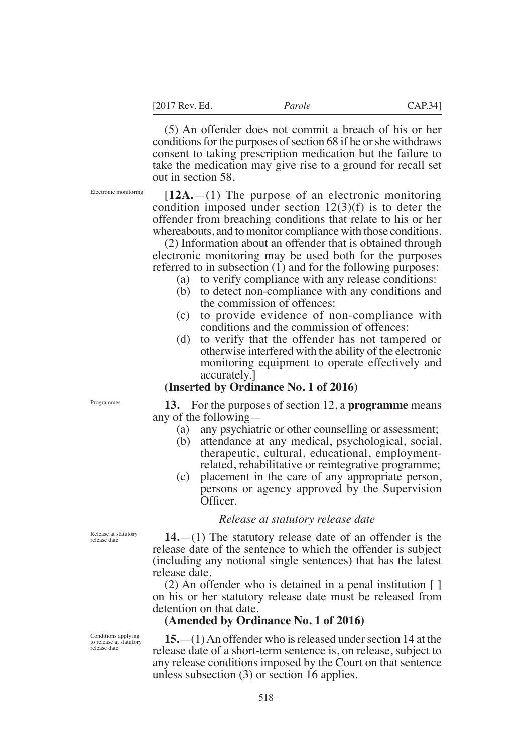(5) An offender does not commit a breach of his or her conditions for the purposes of section 68 if he or she withdraws consent to taking prescription medication but the failure to take the medication may give rise to a ground for recall set out in section 58.

Electronic monitoring

[**12A.**—(1) The purpose of an electronic monitoring condition imposed under section 12(3)(f) is to deter the offender from breaching conditions that relate to his or her whereabouts, and to monitor compliance with those conditions.

(2) Information about an offender that is obtained through electronic monitoring may be used both for the purposes referred to in subsection (1) and for the following purposes:

- (a) to verify compliance with any release conditions:
- (b) to detect non-compliance with any conditions and the commission of offences:
- (c) to provide evidence of non-compliance with conditions and the commission of offences:
- (d) to verify that the offender has not tampered or otherwise interfered with the ability of the electronic monitoring equipment to operate effectively and accurately.]

**(Inserted by Ordinance No. 1 of 2016)**

Programmes

**13.** For the purposes of section 12, a **programme** means any of the following—

- (a) any psychiatric or other counselling or assessment;
- (b) attendance at any medical, psychological, social, therapeutic, cultural, educational, employment-related, rehabilitative or reintegrative programme;
- (c) placement in the care of any appropriate person, persons or agency approved by the Supervision Officer.

*Release at statutory release date*

Release at statutory release date

**14.**—(1) The statutory release date of an offender is the release date of the sentence to which the offender is subject (including any notional single sentences) that has the latest release date.

(2) An offender who is detained in a penal institution [ ] on his or her statutory release date must be released from detention on that date.

**(Amended by Ordinance No. 1 of 2016)**

Conditions applying to release at statutory release date

**15.**—(1) An offender who is released under section 14 at the release date of a short-term sentence is, on release, subject to any release conditions imposed by the Court on that sentence unless subsection (3) or section 16 applies.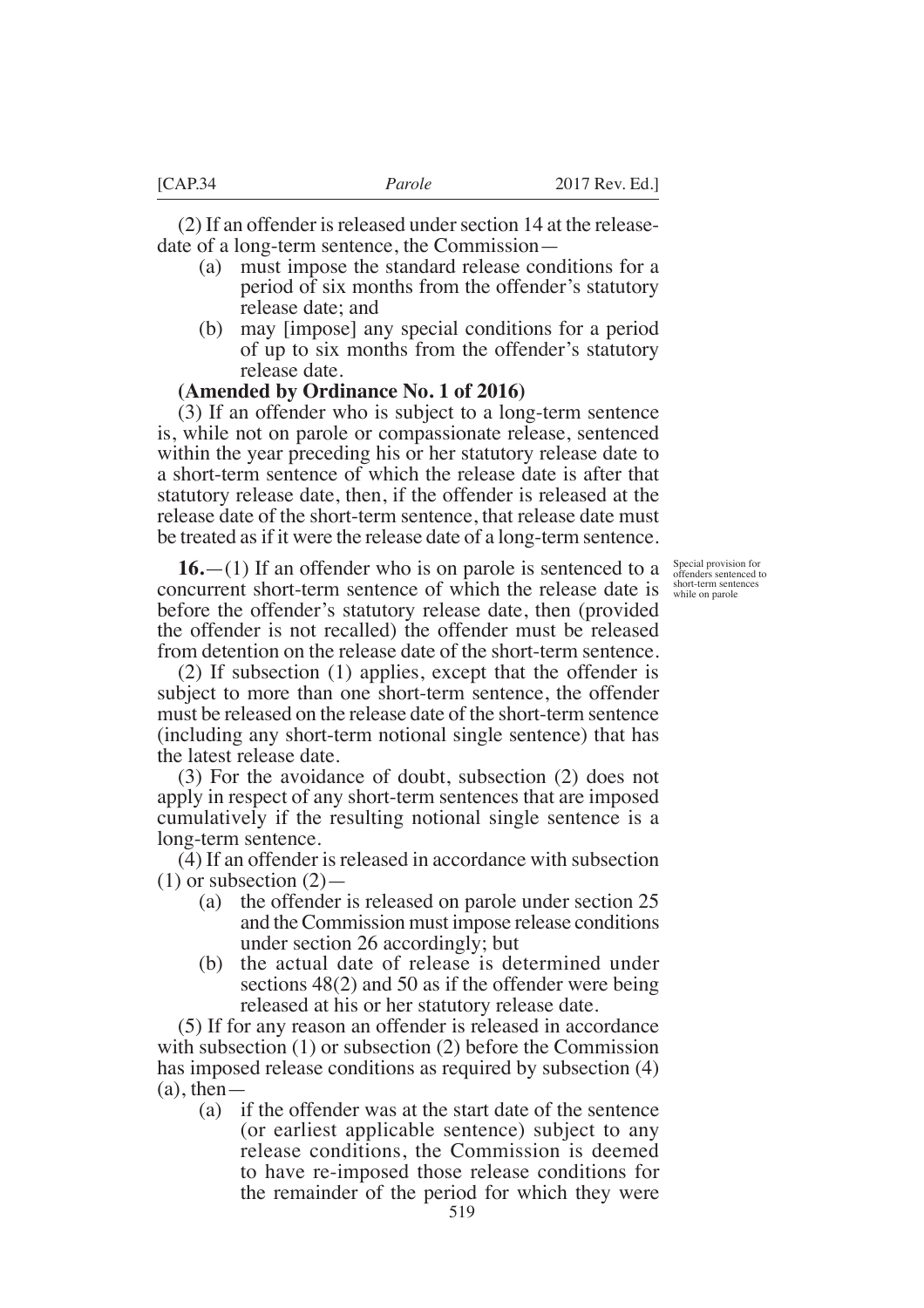(2) If an offender is released under section 14 at the release-date of a long-term sentence, the Commission—

- (a) must impose the standard release conditions for a period of six months from the offender's statutory release date; and
- (b) may [impose] any special conditions for a period of up to six months from the offender's statutory release date.

**(Amended by Ordinance No. 1 of 2016)**

(3) If an offender who is subject to a long-term sentence is, while not on parole or compassionate release, sentenced within the year preceding his or her statutory release date to a short-term sentence of which the release date is after that statutory release date, then, if the offender is released at the release date of the short-term sentence, that release date must be treated as if it were the release date of a long-term sentence.

*Special provision for offenders sentenced to short-term sentences while on parole*

**16.**—(1) If an offender who is on parole is sentenced to a concurrent short-term sentence of which the release date is before the offender's statutory release date, then (provided the offender is not recalled) the offender must be released from detention on the release date of the short-term sentence.

(2) If subsection (1) applies, except that the offender is subject to more than one short-term sentence, the offender must be released on the release date of the short-term sentence (including any short-term notional single sentence) that has the latest release date.

(3) For the avoidance of doubt, subsection (2) does not apply in respect of any short-term sentences that are imposed cumulatively if the resulting notional single sentence is a long-term sentence.

(4) If an offender is released in accordance with subsection (1) or subsection (2)—

- (a) the offender is released on parole under section 25 and the Commission must impose release conditions under section 26 accordingly; but
- (b) the actual date of release is determined under sections 48(2) and 50 as if the offender were being released at his or her statutory release date.

(5) If for any reason an offender is released in accordance with subsection (1) or subsection (2) before the Commission has imposed release conditions as required by subsection (4)(a), then—

- (a) if the offender was at the start date of the sentence (or earliest applicable sentence) subject to any release conditions, the Commission is deemed to have re-imposed those release conditions for the remainder of the period for which they were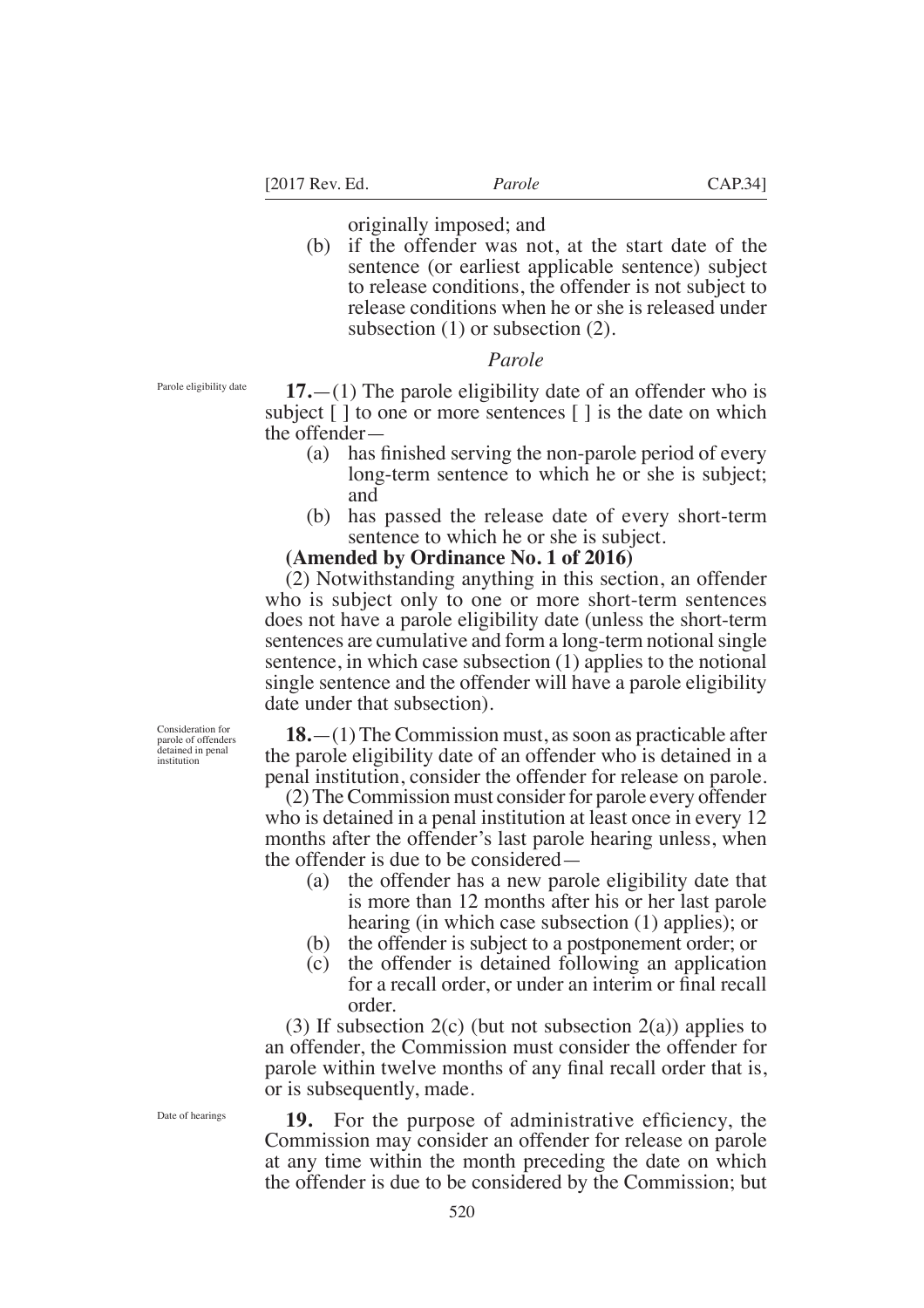originally imposed; and

(b) if the offender was not, at the start date of the sentence (or earliest applicable sentence) subject to release conditions, the offender is not subject to release conditions when he or she is released under subsection (1) or subsection (2).

*Parole*

Parole eligibility date

**17.**—(1) The parole eligibility date of an offender who is subject [ ] to one or more sentences [ ] is the date on which the offender—

(a) has finished serving the non-parole period of every long-term sentence to which he or she is subject; and

(b) has passed the release date of every short-term sentence to which he or she is subject.

**(Amended by Ordinance No. 1 of 2016)**

(2) Notwithstanding anything in this section, an offender who is subject only to one or more short-term sentences does not have a parole eligibility date (unless the short-term sentences are cumulative and form a long-term notional single sentence, in which case subsection (1) applies to the notional single sentence and the offender will have a parole eligibility date under that subsection).

Consideration for parole of offenders detained in penal institution

**18.**—(1) The Commission must, as soon as practicable after the parole eligibility date of an offender who is detained in a penal institution, consider the offender for release on parole.

(2) The Commission must consider for parole every offender who is detained in a penal institution at least once in every 12 months after the offender's last parole hearing unless, when the offender is due to be considered—

(a) the offender has a new parole eligibility date that is more than 12 months after his or her last parole hearing (in which case subsection (1) applies); or

(b) the offender is subject to a postponement order; or

(c) the offender is detained following an application for a recall order, or under an interim or final recall order.

(3) If subsection 2(c) (but not subsection 2(a)) applies to an offender, the Commission must consider the offender for parole within twelve months of any final recall order that is, or is subsequently, made.

Date of hearings

**19.** For the purpose of administrative efficiency, the Commission may consider an offender for release on parole at any time within the month preceding the date on which the offender is due to be considered by the Commission; but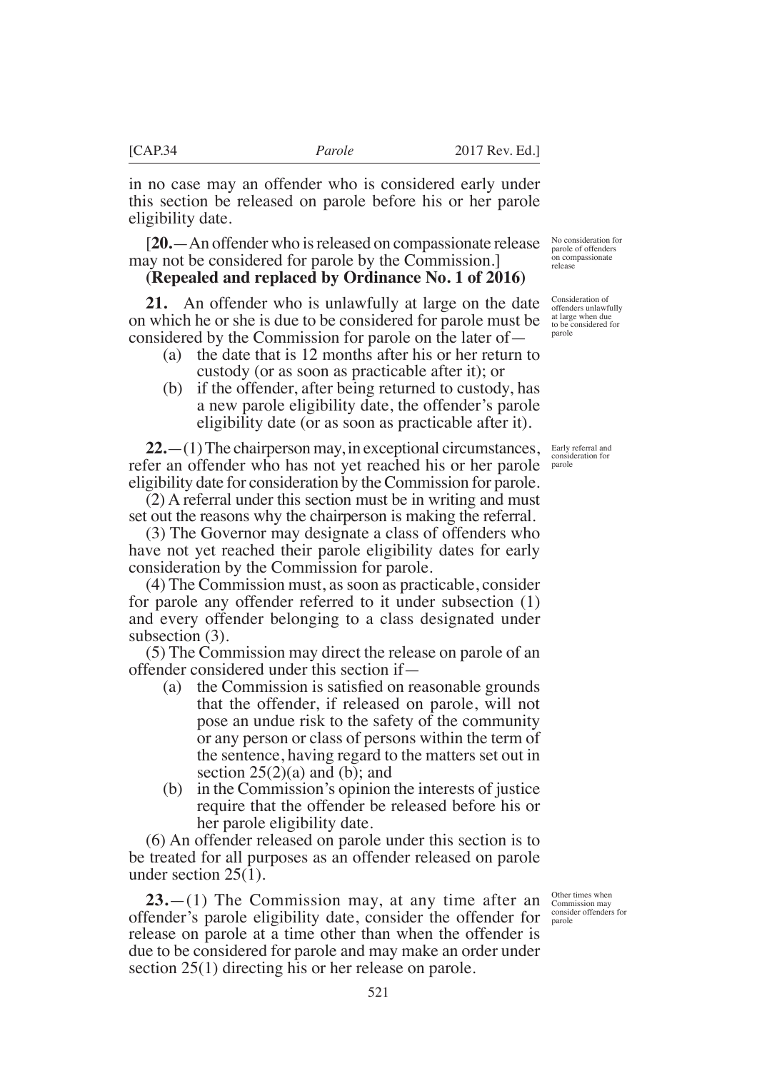in no case may an offender who is considered early under this section be released on parole before his or her parole eligibility date.

No consideration for parole of offenders on compassionate release

[**20.**—An offender who is released on compassionate release may not be considered for parole by the Commission.]
**(Repealed and replaced by Ordinance No. 1 of 2016)**

Consideration of offenders unlawfully at large when due to be considered for parole

**21.** An offender who is unlawfully at large on the date on which he or she is due to be considered for parole must be considered by the Commission for parole on the later of—

(a) the date that is 12 months after his or her return to custody (or as soon as practicable after it); or

(b) if the offender, after being returned to custody, has a new parole eligibility date, the offender's parole eligibility date (or as soon as practicable after it).

Early referral and consideration for parole

**22.**—(1) The chairperson may, in exceptional circumstances, refer an offender who has not yet reached his or her parole eligibility date for consideration by the Commission for parole.

(2) A referral under this section must be in writing and must set out the reasons why the chairperson is making the referral.

(3) The Governor may designate a class of offenders who have not yet reached their parole eligibility dates for early consideration by the Commission for parole.

(4) The Commission must, as soon as practicable, consider for parole any offender referred to it under subsection (1) and every offender belonging to a class designated under subsection (3).

(5) The Commission may direct the release on parole of an offender considered under this section if—

(a) the Commission is satisfied on reasonable grounds that the offender, if released on parole, will not pose an undue risk to the safety of the community or any person or class of persons within the term of the sentence, having regard to the matters set out in section 25(2)(a) and (b); and

(b) in the Commission's opinion the interests of justice require that the offender be released before his or her parole eligibility date.

(6) An offender released on parole under this section is to be treated for all purposes as an offender released on parole under section 25(1).

Other times when Commission may consider offenders for parole

**23.**—(1) The Commission may, at any time after an offender's parole eligibility date, consider the offender for release on parole at a time other than when the offender is due to be considered for parole and may make an order under section 25(1) directing his or her release on parole.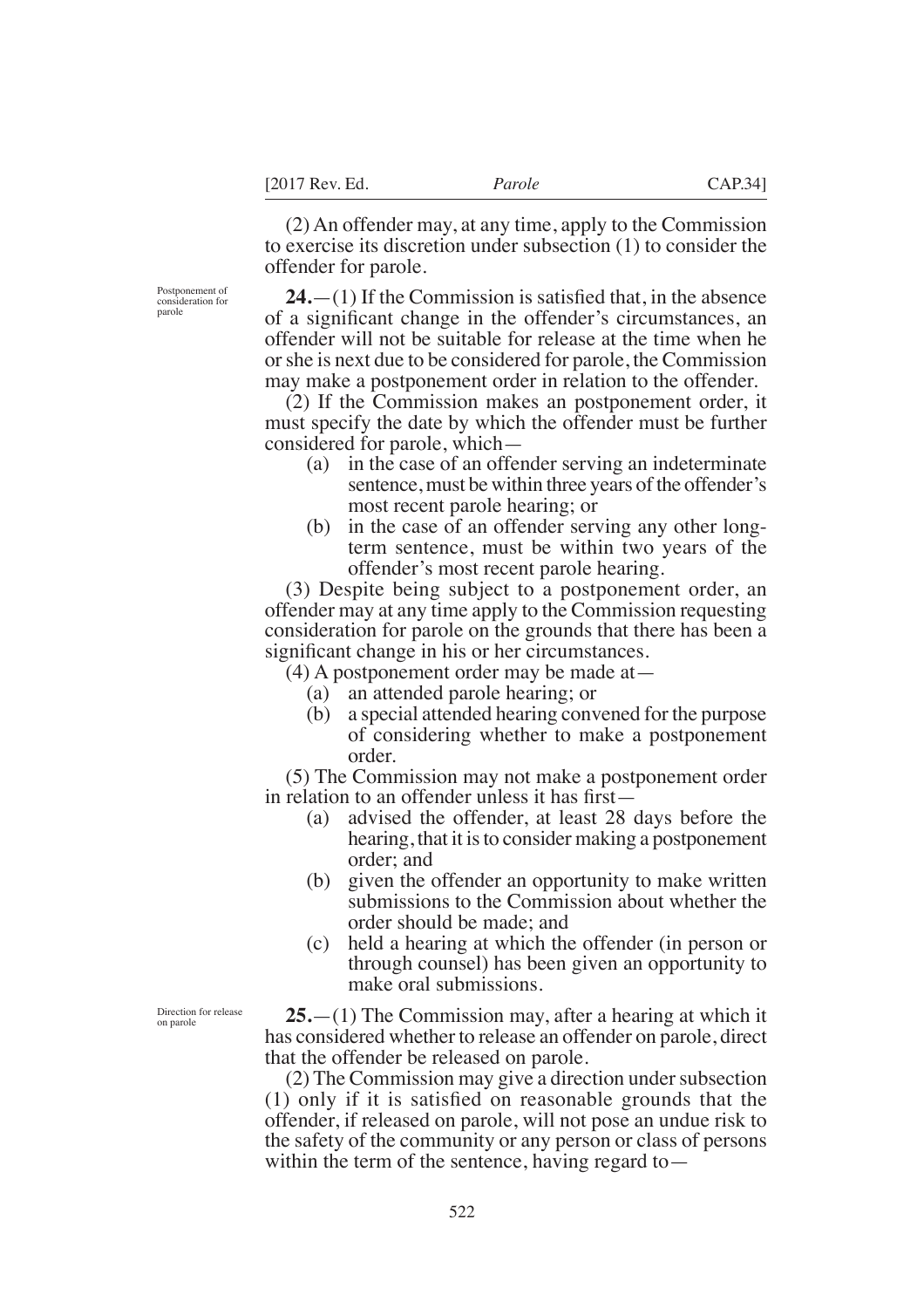(2) An offender may, at any time, apply to the Commission to exercise its discretion under subsection (1) to consider the offender for parole.

Postponement of consideration for parole

**24.**—(1) If the Commission is satisfied that, in the absence of a significant change in the offender's circumstances, an offender will not be suitable for release at the time when he or she is next due to be considered for parole, the Commission may make a postponement order in relation to the offender.

(2) If the Commission makes an postponement order, it must specify the date by which the offender must be further considered for parole, which—

- (a) in the case of an offender serving an indeterminate sentence, must be within three years of the offender's most recent parole hearing; or
- (b) in the case of an offender serving any other long-term sentence, must be within two years of the offender's most recent parole hearing.

(3) Despite being subject to a postponement order, an offender may at any time apply to the Commission requesting consideration for parole on the grounds that there has been a significant change in his or her circumstances.

(4) A postponement order may be made at—

- (a) an attended parole hearing; or
- (b) a special attended hearing convened for the purpose of considering whether to make a postponement order.

(5) The Commission may not make a postponement order in relation to an offender unless it has first—

- (a) advised the offender, at least 28 days before the hearing, that it is to consider making a postponement order; and
- (b) given the offender an opportunity to make written submissions to the Commission about whether the order should be made; and
- (c) held a hearing at which the offender (in person or through counsel) has been given an opportunity to make oral submissions.

Direction for release on parole

**25.**—(1) The Commission may, after a hearing at which it has considered whether to release an offender on parole, direct that the offender be released on parole.

(2) The Commission may give a direction under subsection (1) only if it is satisfied on reasonable grounds that the offender, if released on parole, will not pose an undue risk to the safety of the community or any person or class of persons within the term of the sentence, having regard to—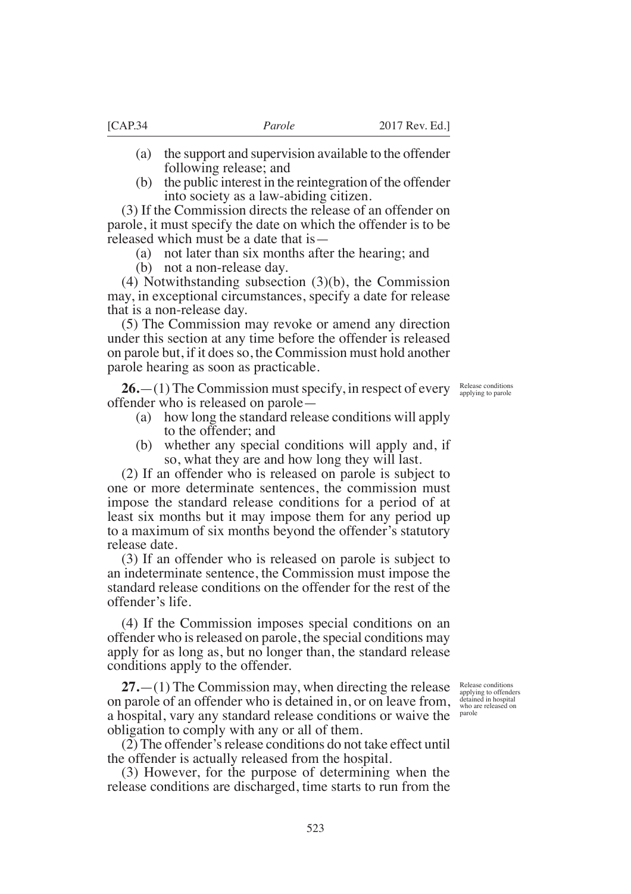(a) the support and supervision available to the offender following release; and

(b) the public interest in the reintegration of the offender into society as a law-abiding citizen.

(3) If the Commission directs the release of an offender on parole, it must specify the date on which the offender is to be released which must be a date that is—

(a) not later than six months after the hearing; and

(b) not a non-release day.

(4) Notwithstanding subsection (3)(b), the Commission may, in exceptional circumstances, specify a date for release that is a non-release day.

(5) The Commission may revoke or amend any direction under this section at any time before the offender is released on parole but, if it does so, the Commission must hold another parole hearing as soon as practicable.

*Release conditions applying to parole*

**26.**—(1) The Commission must specify, in respect of every offender who is released on parole—

(a) how long the standard release conditions will apply to the offender; and

(b) whether any special conditions will apply and, if so, what they are and how long they will last.

(2) If an offender who is released on parole is subject to one or more determinate sentences, the commission must impose the standard release conditions for a period of at least six months but it may impose them for any period up to a maximum of six months beyond the offender's statutory release date.

(3) If an offender who is released on parole is subject to an indeterminate sentence, the Commission must impose the standard release conditions on the offender for the rest of the offender's life.

(4) If the Commission imposes special conditions on an offender who is released on parole, the special conditions may apply for as long as, but no longer than, the standard release conditions apply to the offender.

*Release conditions applying to offenders detained in hospital who are released on parole*

**27.**—(1) The Commission may, when directing the release on parole of an offender who is detained in, or on leave from, a hospital, vary any standard release conditions or waive the obligation to comply with any or all of them.

(2) The offender's release conditions do not take effect until the offender is actually released from the hospital.

(3) However, for the purpose of determining when the release conditions are discharged, time starts to run from the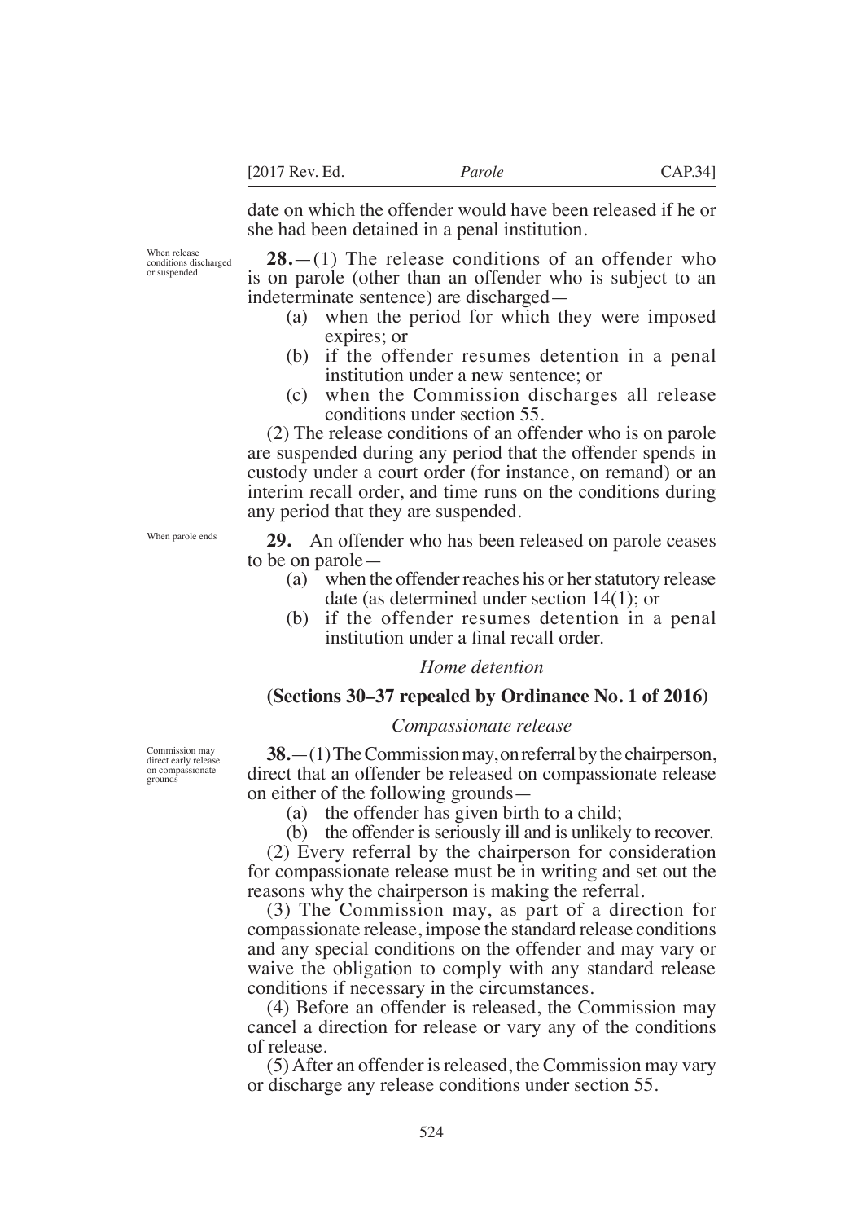date on which the offender would have been released if he or she had been detained in a penal institution.

When release conditions discharged or suspended

**28.**—(1) The release conditions of an offender who is on parole (other than an offender who is subject to an indeterminate sentence) are discharged—

(a) when the period for which they were imposed expires; or

(b) if the offender resumes detention in a penal institution under a new sentence; or

(c) when the Commission discharges all release conditions under section 55.

(2) The release conditions of an offender who is on parole are suspended during any period that the offender spends in custody under a court order (for instance, on remand) or an interim recall order, and time runs on the conditions during any period that they are suspended.

When parole ends

**29.** An offender who has been released on parole ceases to be on parole—

(a) when the offender reaches his or her statutory release date (as determined under section 14(1); or

(b) if the offender resumes detention in a penal institution under a final recall order.

*Home detention*

**(Sections 30–37 repealed by Ordinance No. 1 of 2016)**

*Compassionate release*

Commission may direct early release on compassionate grounds

**38.**—(1) The Commission may, on referral by the chairperson, direct that an offender be released on compassionate release on either of the following grounds—

(a) the offender has given birth to a child;

(b) the offender is seriously ill and is unlikely to recover.

(2) Every referral by the chairperson for consideration for compassionate release must be in writing and set out the reasons why the chairperson is making the referral.

(3) The Commission may, as part of a direction for compassionate release, impose the standard release conditions and any special conditions on the offender and may vary or waive the obligation to comply with any standard release conditions if necessary in the circumstances.

(4) Before an offender is released, the Commission may cancel a direction for release or vary any of the conditions of release.

(5) After an offender is released, the Commission may vary or discharge any release conditions under section 55.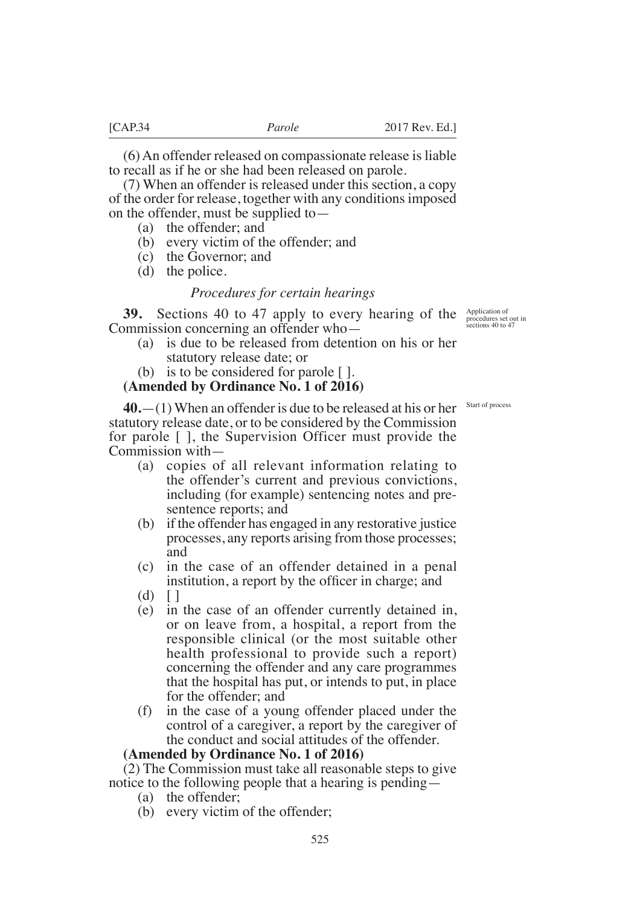(6) An offender released on compassionate release is liable to recall as if he or she had been released on parole.

(7) When an offender is released under this section, a copy of the order for release, together with any conditions imposed on the offender, must be supplied to—

- (a) the offender; and
- (b) every victim of the offender; and
- (c) the Governor; and
- (d) the police.

*Procedures for certain hearings*

Application of procedures set out in sections 40 to 47

**39.** Sections 40 to 47 apply to every hearing of the Commission concerning an offender who—

- (a) is due to be released from detention on his or her statutory release date; or
- (b) is to be considered for parole [ ].

**(Amended by Ordinance No. 1 of 2016)**

Start of process

**40.**—(1) When an offender is due to be released at his or her statutory release date, or to be considered by the Commission for parole [ ], the Supervision Officer must provide the Commission with—

- (a) copies of all relevant information relating to the offender's current and previous convictions, including (for example) sentencing notes and pre-sentence reports; and
- (b) if the offender has engaged in any restorative justice processes, any reports arising from those processes; and
- (c) in the case of an offender detained in a penal institution, a report by the officer in charge; and
- (d) [ ]
- (e) in the case of an offender currently detained in, or on leave from, a hospital, a report from the responsible clinical (or the most suitable other health professional to provide such a report) concerning the offender and any care programmes that the hospital has put, or intends to put, in place for the offender; and
- (f) in the case of a young offender placed under the control of a caregiver, a report by the caregiver of the conduct and social attitudes of the offender.

**(Amended by Ordinance No. 1 of 2016)**

(2) The Commission must take all reasonable steps to give notice to the following people that a hearing is pending—

- (a) the offender;
- (b) every victim of the offender;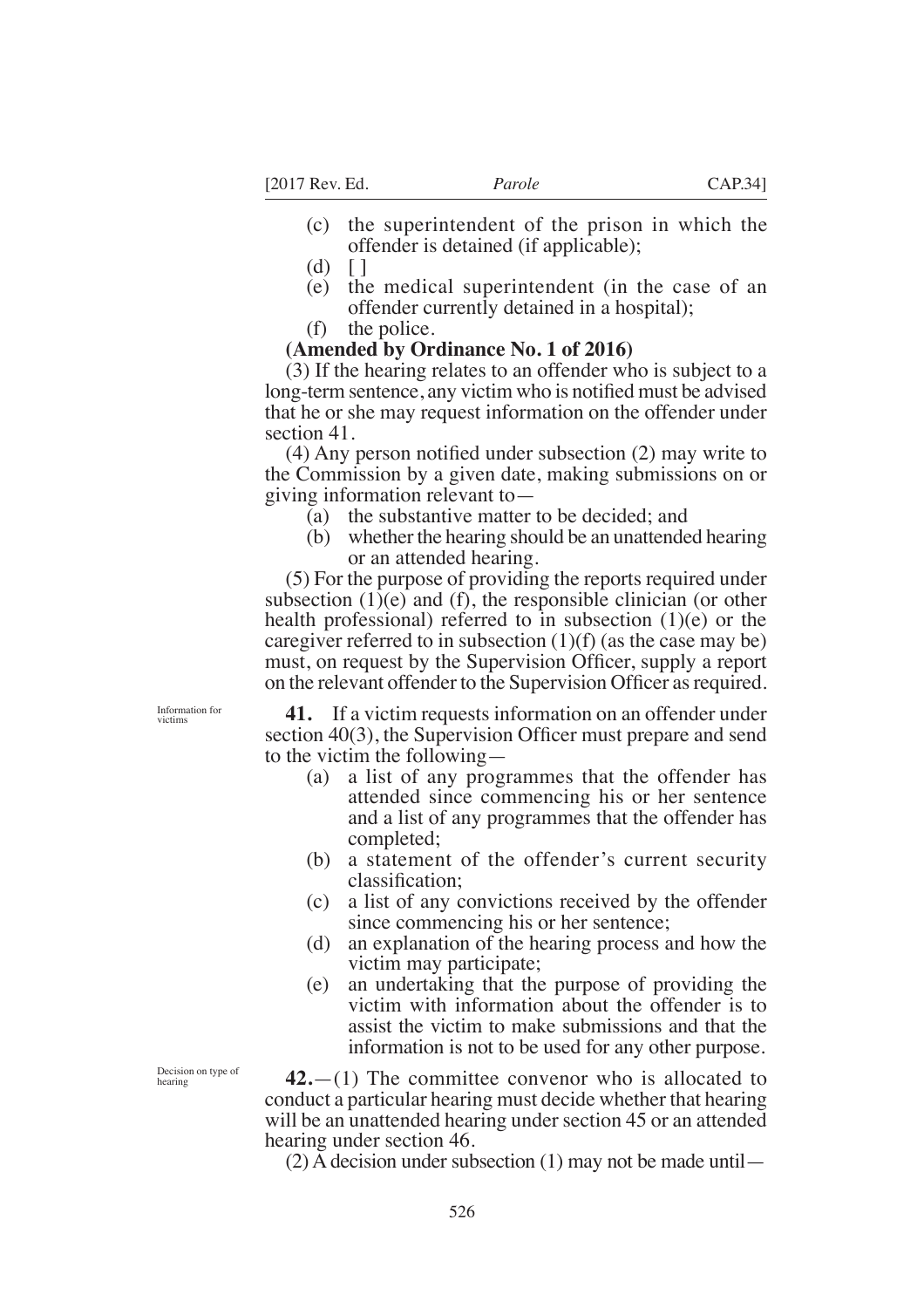- (c) the superintendent of the prison in which the offender is detained (if applicable);
- (d) [ ]
- (e) the medical superintendent (in the case of an offender currently detained in a hospital);
- (f) the police.

**(Amended by Ordinance No. 1 of 2016)**

(3) If the hearing relates to an offender who is subject to a long-term sentence, any victim who is notified must be advised that he or she may request information on the offender under section 41.

(4) Any person notified under subsection (2) may write to the Commission by a given date, making submissions on or giving information relevant to—

- (a) the substantive matter to be decided; and
- (b) whether the hearing should be an unattended hearing or an attended hearing.

(5) For the purpose of providing the reports required under subsection (1)(e) and (f), the responsible clinician (or other health professional) referred to in subsection (1)(e) or the caregiver referred to in subsection (1)(f) (as the case may be) must, on request by the Supervision Officer, supply a report on the relevant offender to the Supervision Officer as required.

*Information for victims*

**41.** If a victim requests information on an offender under section 40(3), the Supervision Officer must prepare and send to the victim the following—

- (a) a list of any programmes that the offender has attended since commencing his or her sentence and a list of any programmes that the offender has completed;
- (b) a statement of the offender's current security classification;
- (c) a list of any convictions received by the offender since commencing his or her sentence;
- (d) an explanation of the hearing process and how the victim may participate;
- (e) an undertaking that the purpose of providing the victim with information about the offender is to assist the victim to make submissions and that the information is not to be used for any other purpose.

*Decision on type of hearing*

**42.**—(1) The committee convenor who is allocated to conduct a particular hearing must decide whether that hearing will be an unattended hearing under section 45 or an attended hearing under section 46.

(2) A decision under subsection (1) may not be made until—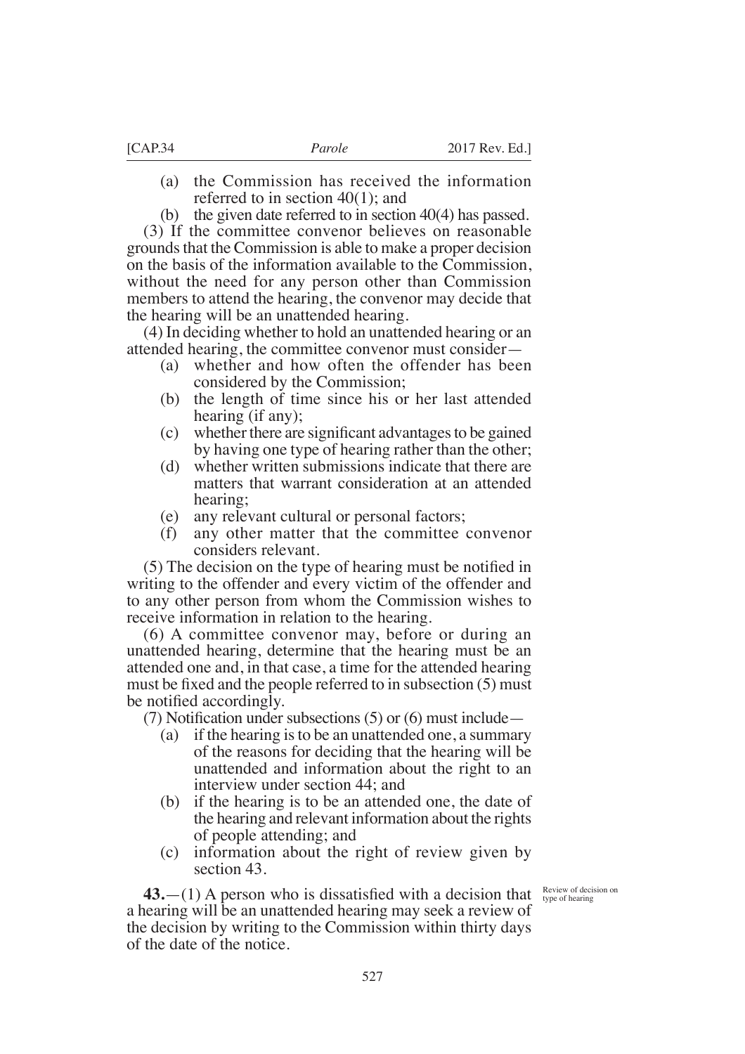(a) the Commission has received the information referred to in section 40(1); and

(b) the given date referred to in section 40(4) has passed.

(3) If the committee convenor believes on reasonable grounds that the Commission is able to make a proper decision on the basis of the information available to the Commission, without the need for any person other than Commission members to attend the hearing, the convenor may decide that the hearing will be an unattended hearing.

(4) In deciding whether to hold an unattended hearing or an attended hearing, the committee convenor must consider—

(a) whether and how often the offender has been considered by the Commission;

(b) the length of time since his or her last attended hearing (if any);

(c) whether there are significant advantages to be gained by having one type of hearing rather than the other;

(d) whether written submissions indicate that there are matters that warrant consideration at an attended hearing;

(e) any relevant cultural or personal factors;

(f) any other matter that the committee convenor considers relevant.

(5) The decision on the type of hearing must be notified in writing to the offender and every victim of the offender and to any other person from whom the Commission wishes to receive information in relation to the hearing.

(6) A committee convenor may, before or during an unattended hearing, determine that the hearing must be an attended one and, in that case, a time for the attended hearing must be fixed and the people referred to in subsection (5) must be notified accordingly.

(7) Notification under subsections (5) or (6) must include—

(a) if the hearing is to be an unattended one, a summary of the reasons for deciding that the hearing will be unattended and information about the right to an interview under section 44; and

(b) if the hearing is to be an attended one, the date of the hearing and relevant information about the rights of people attending; and

(c) information about the right of review given by section 43.

*Review of decision on type of hearing*

**43.**—(1) A person who is dissatisfied with a decision that a hearing will be an unattended hearing may seek a review of the decision by writing to the Commission within thirty days of the date of the notice.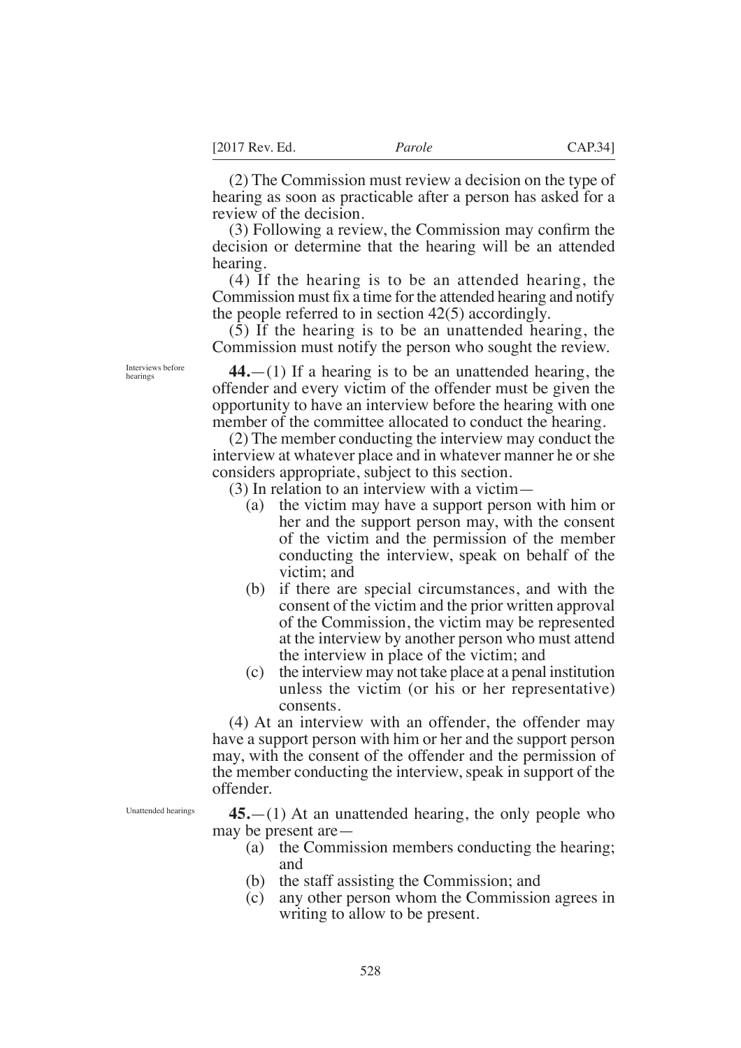(2) The Commission must review a decision on the type of hearing as soon as practicable after a person has asked for a review of the decision.

(3) Following a review, the Commission may confirm the decision or determine that the hearing will be an attended hearing.

(4) If the hearing is to be an attended hearing, the Commission must fix a time for the attended hearing and notify the people referred to in section 42(5) accordingly.

(5) If the hearing is to be an unattended hearing, the Commission must notify the person who sought the review.

*Interviews before hearings*

**44.**—(1) If a hearing is to be an unattended hearing, the offender and every victim of the offender must be given the opportunity to have an interview before the hearing with one member of the committee allocated to conduct the hearing.

(2) The member conducting the interview may conduct the interview at whatever place and in whatever manner he or she considers appropriate, subject to this section.

(3) In relation to an interview with a victim—

- (a) the victim may have a support person with him or her and the support person may, with the consent of the victim and the permission of the member conducting the interview, speak on behalf of the victim; and
- (b) if there are special circumstances, and with the consent of the victim and the prior written approval of the Commission, the victim may be represented at the interview by another person who must attend the interview in place of the victim; and
- (c) the interview may not take place at a penal institution unless the victim (or his or her representative) consents.

(4) At an interview with an offender, the offender may have a support person with him or her and the support person may, with the consent of the offender and the permission of the member conducting the interview, speak in support of the offender.

*Unattended hearings*

**45.**—(1) At an unattended hearing, the only people who may be present are—

- (a) the Commission members conducting the hearing; and
- (b) the staff assisting the Commission; and
- (c) any other person whom the Commission agrees in writing to allow to be present.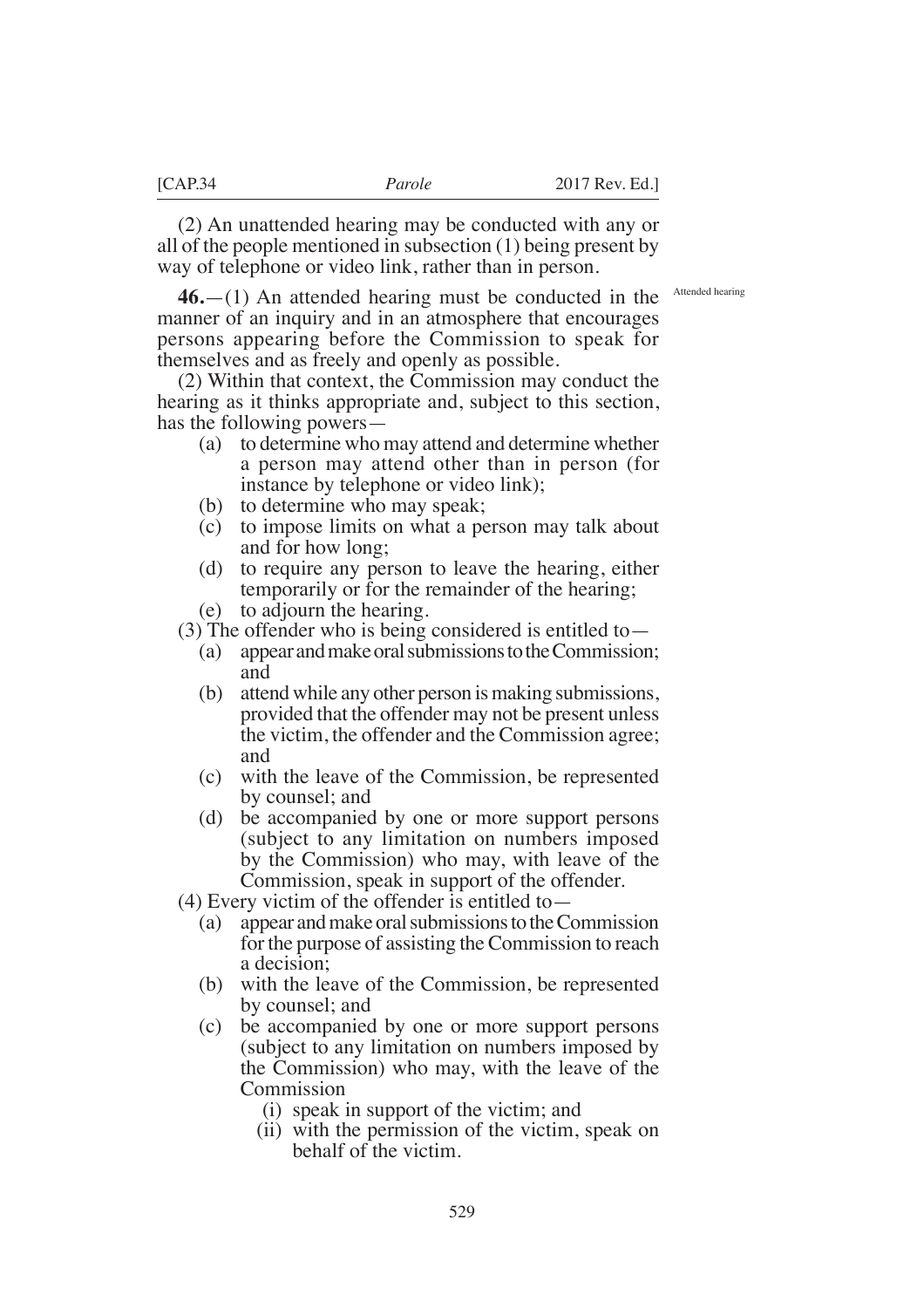(2) An unattended hearing may be conducted with any or all of the people mentioned in subsection (1) being present by way of telephone or video link, rather than in person.

Attended hearing

**46.**—(1) An attended hearing must be conducted in the manner of an inquiry and in an atmosphere that encourages persons appearing before the Commission to speak for themselves and as freely and openly as possible.

(2) Within that context, the Commission may conduct the hearing as it thinks appropriate and, subject to this section, has the following powers—

- (a) to determine who may attend and determine whether a person may attend other than in person (for instance by telephone or video link);
- (b) to determine who may speak;
- (c) to impose limits on what a person may talk about and for how long;
- (d) to require any person to leave the hearing, either temporarily or for the remainder of the hearing;
- (e) to adjourn the hearing.

(3) The offender who is being considered is entitled to—

- (a) appear and make oral submissions to the Commission; and
- (b) attend while any other person is making submissions, provided that the offender may not be present unless the victim, the offender and the Commission agree; and
- (c) with the leave of the Commission, be represented by counsel; and
- (d) be accompanied by one or more support persons (subject to any limitation on numbers imposed by the Commission) who may, with leave of the Commission, speak in support of the offender.

(4) Every victim of the offender is entitled to—

- (a) appear and make oral submissions to the Commission for the purpose of assisting the Commission to reach a decision;
- (b) with the leave of the Commission, be represented by counsel; and
- (c) be accompanied by one or more support persons (subject to any limitation on numbers imposed by the Commission) who may, with the leave of the Commission
  - (i) speak in support of the victim; and
  - (ii) with the permission of the victim, speak on behalf of the victim.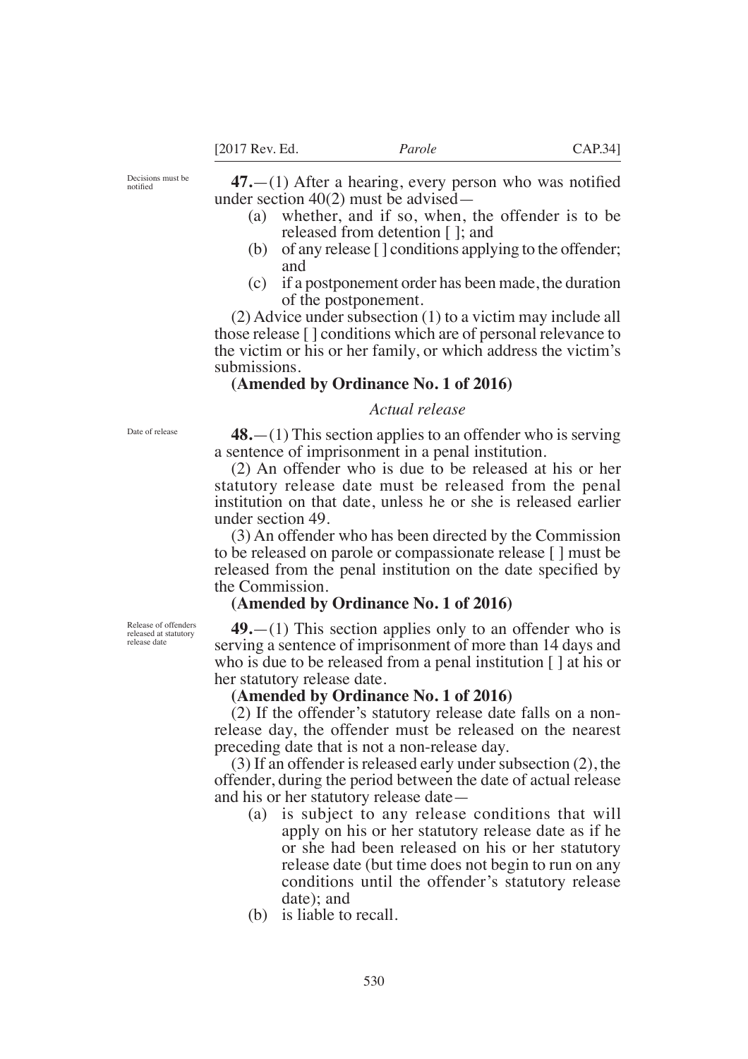Decisions must be notified

**47.**—(1) After a hearing, every person who was notified under section 40(2) must be advised—

- (a) whether, and if so, when, the offender is to be released from detention [ ]; and
- (b) of any release [ ] conditions applying to the offender; and
- (c) if a postponement order has been made, the duration of the postponement.

(2) Advice under subsection (1) to a victim may include all those release [ ] conditions which are of personal relevance to the victim or his or her family, or which address the victim's submissions.

**(Amended by Ordinance No. 1 of 2016)**

*Actual release*

Date of release

**48.**—(1) This section applies to an offender who is serving a sentence of imprisonment in a penal institution.

(2) An offender who is due to be released at his or her statutory release date must be released from the penal institution on that date, unless he or she is released earlier under section 49.

(3) An offender who has been directed by the Commission to be released on parole or compassionate release [ ] must be released from the penal institution on the date specified by the Commission.

**(Amended by Ordinance No. 1 of 2016)**

Release of offenders released at statutory release date

**49.**—(1) This section applies only to an offender who is serving a sentence of imprisonment of more than 14 days and who is due to be released from a penal institution [ ] at his or her statutory release date.

**(Amended by Ordinance No. 1 of 2016)**

(2) If the offender's statutory release date falls on a non-release day, the offender must be released on the nearest preceding date that is not a non-release day.

(3) If an offender is released early under subsection (2), the offender, during the period between the date of actual release and his or her statutory release date—

- (a) is subject to any release conditions that will apply on his or her statutory release date as if he or she had been released on his or her statutory release date (but time does not begin to run on any conditions until the offender's statutory release date); and
- (b) is liable to recall.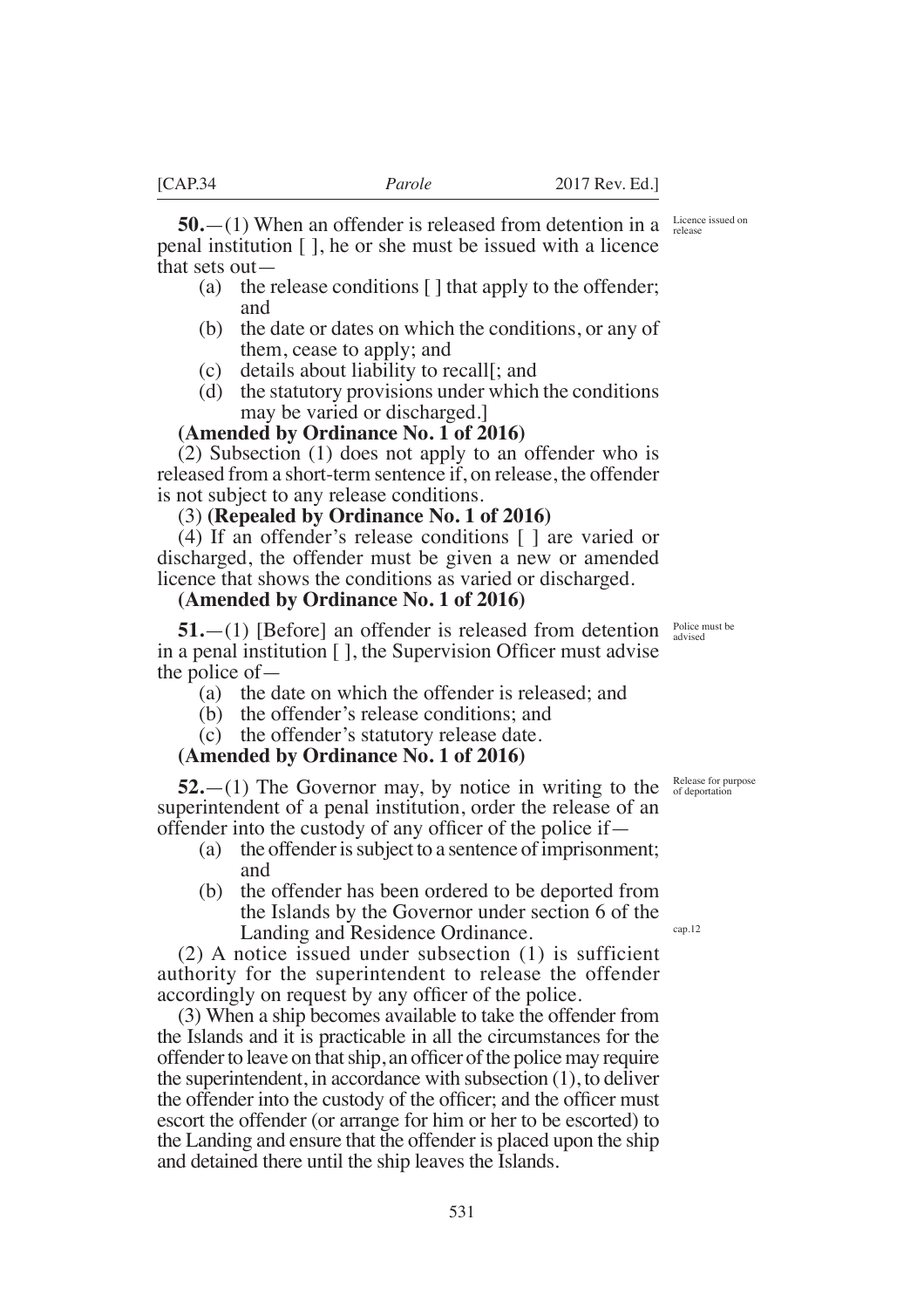**50.**—(1) When an offender is released from detention in a penal institution [ ], he or she must be issued with a licence that sets out—

Licence issued on release

(a) the release conditions [ ] that apply to the offender; and

(b) the date or dates on which the conditions, or any of them, cease to apply; and

(c) details about liability to recall[; and

(d) the statutory provisions under which the conditions may be varied or discharged.]

**(Amended by Ordinance No. 1 of 2016)**

(2) Subsection (1) does not apply to an offender who is released from a short-term sentence if, on release, the offender is not subject to any release conditions.

(3) **(Repealed by Ordinance No. 1 of 2016)**

(4) If an offender's release conditions [ ] are varied or discharged, the offender must be given a new or amended licence that shows the conditions as varied or discharged.

**(Amended by Ordinance No. 1 of 2016)**

**51.**—(1) [Before] an offender is released from detention in a penal institution [ ], the Supervision Officer must advise the police of—

Police must be advised

(a) the date on which the offender is released; and

(b) the offender's release conditions; and

(c) the offender's statutory release date.

**(Amended by Ordinance No. 1 of 2016)**

**52.**—(1) The Governor may, by notice in writing to the superintendent of a penal institution, order the release of an offender into the custody of any officer of the police if—

Release for purpose of deportation

(a) the offender is subject to a sentence of imprisonment; and

(b) the offender has been ordered to be deported from the Islands by the Governor under section 6 of the Landing and Residence Ordinance.

cap.12

(2) A notice issued under subsection (1) is sufficient authority for the superintendent to release the offender accordingly on request by any officer of the police.

(3) When a ship becomes available to take the offender from the Islands and it is practicable in all the circumstances for the offender to leave on that ship, an officer of the police may require the superintendent, in accordance with subsection (1), to deliver the offender into the custody of the officer; and the officer must escort the offender (or arrange for him or her to be escorted) to the Landing and ensure that the offender is placed upon the ship and detained there until the ship leaves the Islands.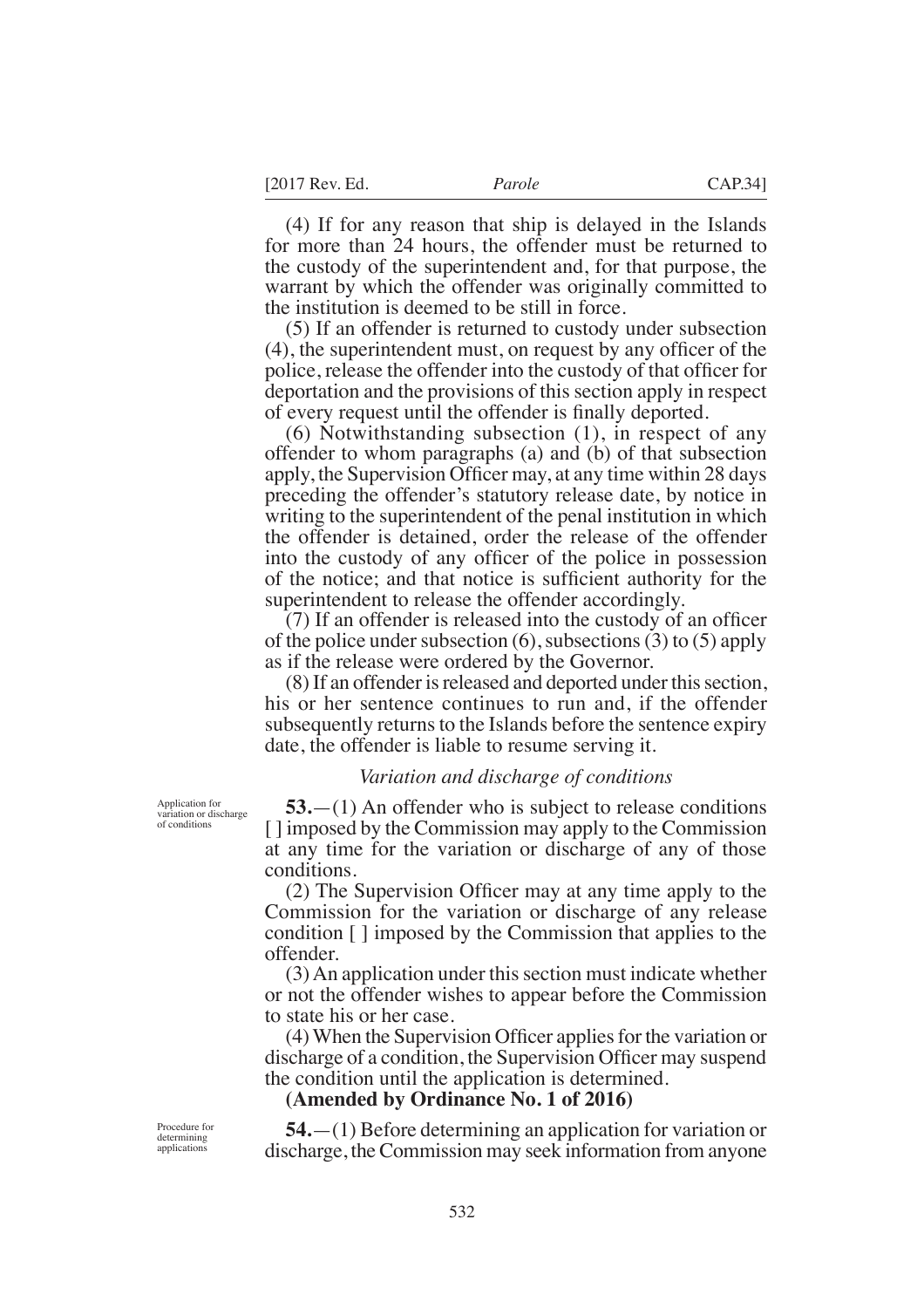(4) If for any reason that ship is delayed in the Islands for more than 24 hours, the offender must be returned to the custody of the superintendent and, for that purpose, the warrant by which the offender was originally committed to the institution is deemed to be still in force.

(5) If an offender is returned to custody under subsection (4), the superintendent must, on request by any officer of the police, release the offender into the custody of that officer for deportation and the provisions of this section apply in respect of every request until the offender is finally deported.

(6) Notwithstanding subsection (1), in respect of any offender to whom paragraphs (a) and (b) of that subsection apply, the Supervision Officer may, at any time within 28 days preceding the offender's statutory release date, by notice in writing to the superintendent of the penal institution in which the offender is detained, order the release of the offender into the custody of any officer of the police in possession of the notice; and that notice is sufficient authority for the superintendent to release the offender accordingly.

(7) If an offender is released into the custody of an officer of the police under subsection (6), subsections (3) to (5) apply as if the release were ordered by the Governor.

(8) If an offender is released and deported under this section, his or her sentence continues to run and, if the offender subsequently returns to the Islands before the sentence expiry date, the offender is liable to resume serving it.

*Variation and discharge of conditions*

Application for variation or discharge of conditions

**53.**—(1) An offender who is subject to release conditions [ ] imposed by the Commission may apply to the Commission at any time for the variation or discharge of any of those conditions.

(2) The Supervision Officer may at any time apply to the Commission for the variation or discharge of any release condition [ ] imposed by the Commission that applies to the offender.

(3) An application under this section must indicate whether or not the offender wishes to appear before the Commission to state his or her case.

(4) When the Supervision Officer applies for the variation or discharge of a condition, the Supervision Officer may suspend the condition until the application is determined.

**(Amended by Ordinance No. 1 of 2016)**

Procedure for determining applications

**54.**—(1) Before determining an application for variation or discharge, the Commission may seek information from anyone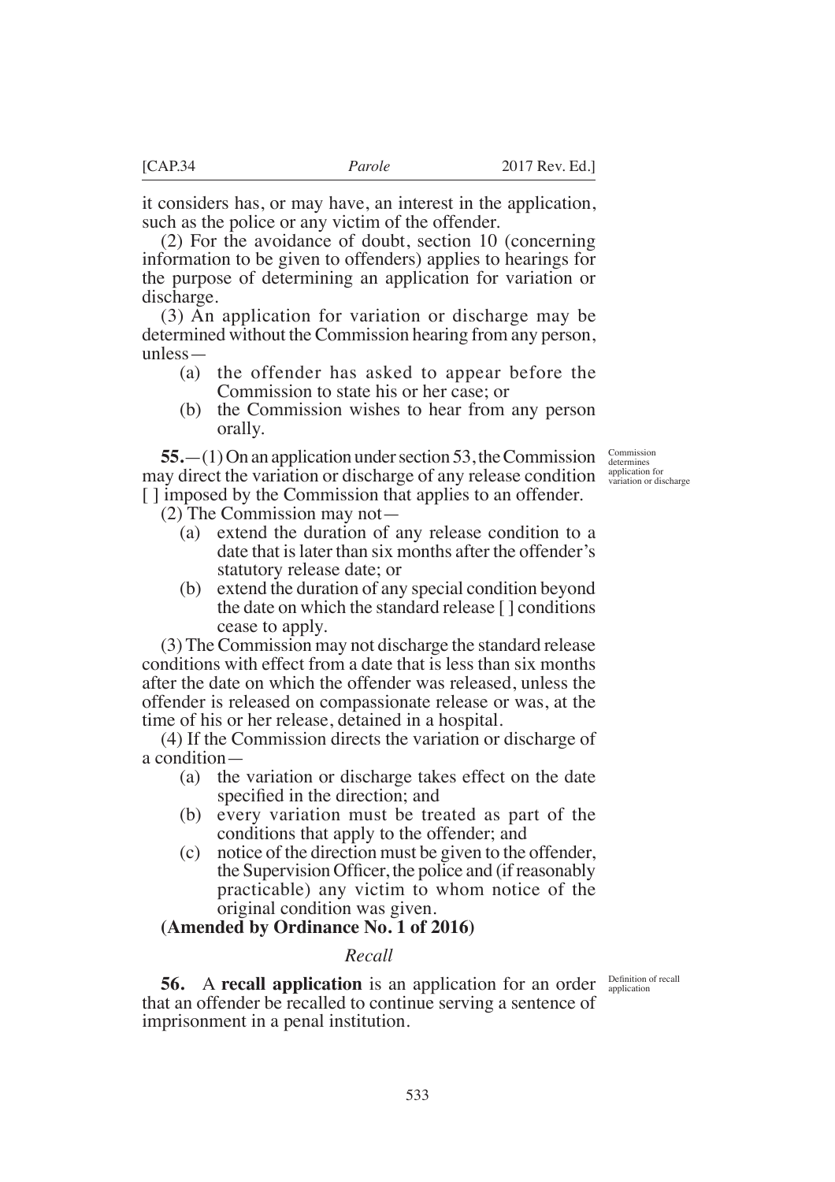it considers has, or may have, an interest in the application, such as the police or any victim of the offender.

(2) For the avoidance of doubt, section 10 (concerning information to be given to offenders) applies to hearings for the purpose of determining an application for variation or discharge.

(3) An application for variation or discharge may be determined without the Commission hearing from any person, unless—

- (a) the offender has asked to appear before the Commission to state his or her case; or
- (b) the Commission wishes to hear from any person orally.

*Commission determines application for variation or discharge*

**55.**—(1) On an application under section 53, the Commission may direct the variation or discharge of any release condition [ ] imposed by the Commission that applies to an offender.

(2) The Commission may not—

- (a) extend the duration of any release condition to a date that is later than six months after the offender's statutory release date; or
- (b) extend the duration of any special condition beyond the date on which the standard release [ ] conditions cease to apply.

(3) The Commission may not discharge the standard release conditions with effect from a date that is less than six months after the date on which the offender was released, unless the offender is released on compassionate release or was, at the time of his or her release, detained in a hospital.

(4) If the Commission directs the variation or discharge of a condition—

- (a) the variation or discharge takes effect on the date specified in the direction; and
- (b) every variation must be treated as part of the conditions that apply to the offender; and
- (c) notice of the direction must be given to the offender, the Supervision Officer, the police and (if reasonably practicable) any victim to whom notice of the original condition was given.

**(Amended by Ordinance No. 1 of 2016)**

### *Recall*

*Definition of recall application*

**56.** A **recall application** is an application for an order that an offender be recalled to continue serving a sentence of imprisonment in a penal institution.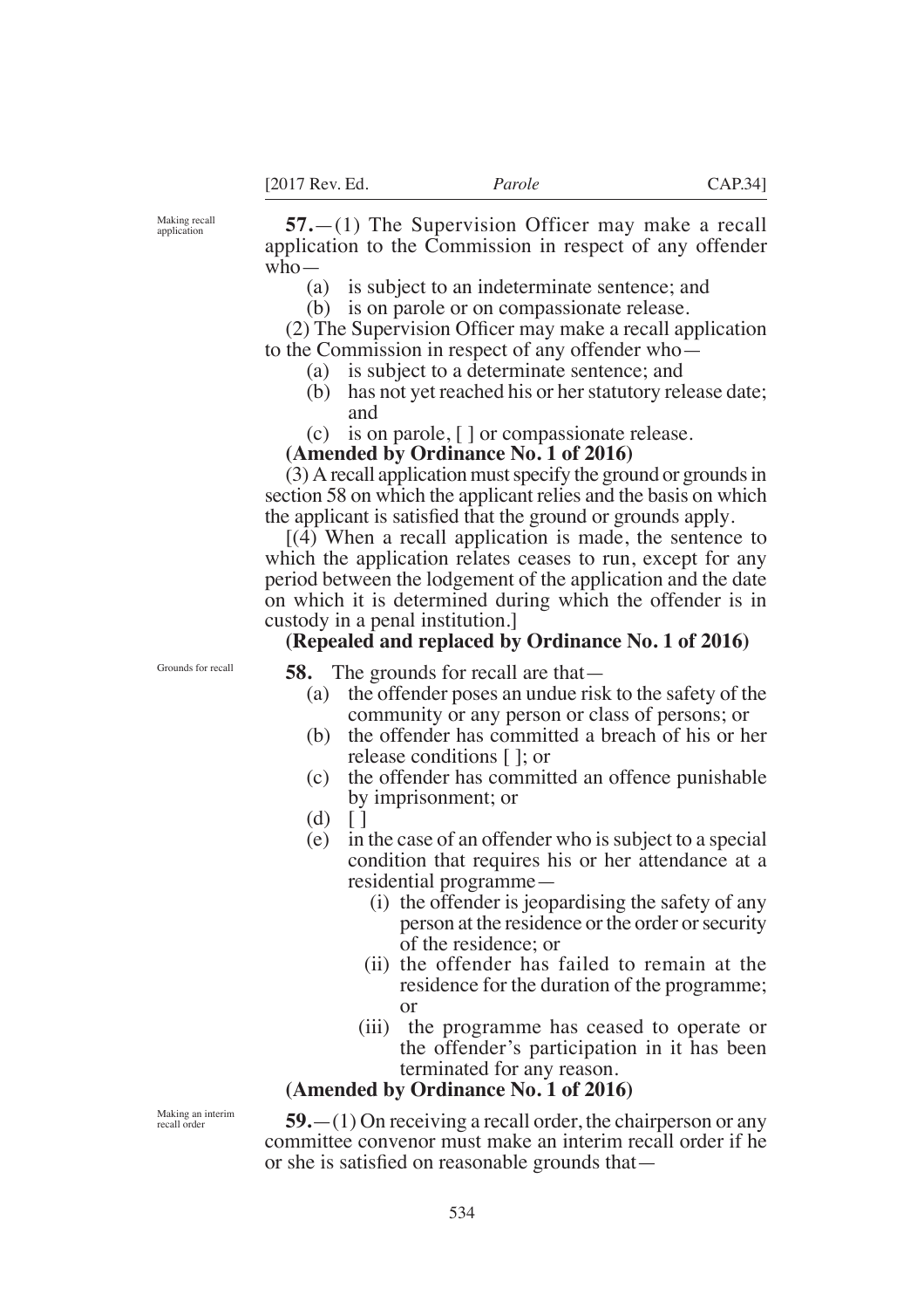Making recall application

**57.**—(1) The Supervision Officer may make a recall application to the Commission in respect of any offender who—

(a) is subject to an indeterminate sentence; and

(b) is on parole or on compassionate release.

(2) The Supervision Officer may make a recall application to the Commission in respect of any offender who—

(a) is subject to a determinate sentence; and

(b) has not yet reached his or her statutory release date; and

(c) is on parole, [ ] or compassionate release.

**(Amended by Ordinance No. 1 of 2016)**

(3) A recall application must specify the ground or grounds in section 58 on which the applicant relies and the basis on which the applicant is satisfied that the ground or grounds apply.

[(4) When a recall application is made, the sentence to which the application relates ceases to run, except for any period between the lodgement of the application and the date on which it is determined during which the offender is in custody in a penal institution.]

**(Repealed and replaced by Ordinance No. 1 of 2016)**

Grounds for recall

**58.** The grounds for recall are that—

(a) the offender poses an undue risk to the safety of the community or any person or class of persons; or

(b) the offender has committed a breach of his or her release conditions [ ]; or

(c) the offender has committed an offence punishable by imprisonment; or

(d) [ ]

(e) in the case of an offender who is subject to a special condition that requires his or her attendance at a residential programme—

(i) the offender is jeopardising the safety of any person at the residence or the order or security of the residence; or

(ii) the offender has failed to remain at the residence for the duration of the programme; or

(iii) the programme has ceased to operate or the offender's participation in it has been terminated for any reason.

**(Amended by Ordinance No. 1 of 2016)**

Making an interim recall order

**59.**—(1) On receiving a recall order, the chairperson or any committee convenor must make an interim recall order if he or she is satisfied on reasonable grounds that—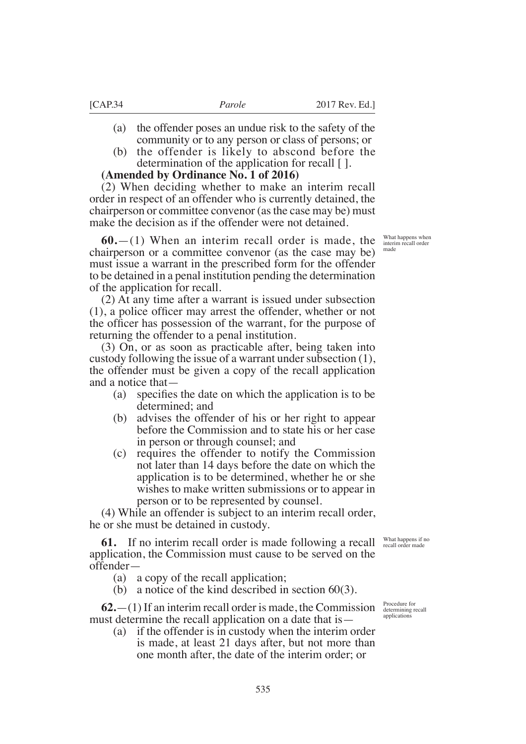(a) the offender poses an undue risk to the safety of the community or to any person or class of persons; or

(b) the offender is likely to abscond before the determination of the application for recall [ ].

**(Amended by Ordinance No. 1 of 2016)**

(2) When deciding whether to make an interim recall order in respect of an offender who is currently detained, the chairperson or committee convenor (as the case may be) must make the decision as if the offender were not detained.

*What happens when interim recall order made*

**60.**—(1) When an interim recall order is made, the chairperson or a committee convenor (as the case may be) must issue a warrant in the prescribed form for the offender to be detained in a penal institution pending the determination of the application for recall.

(2) At any time after a warrant is issued under subsection (1), a police officer may arrest the offender, whether or not the officer has possession of the warrant, for the purpose of returning the offender to a penal institution.

(3) On, or as soon as practicable after, being taken into custody following the issue of a warrant under subsection (1), the offender must be given a copy of the recall application and a notice that—

(a) specifies the date on which the application is to be determined; and

(b) advises the offender of his or her right to appear before the Commission and to state his or her case in person or through counsel; and

(c) requires the offender to notify the Commission not later than 14 days before the date on which the application is to be determined, whether he or she wishes to make written submissions or to appear in person or to be represented by counsel.

(4) While an offender is subject to an interim recall order, he or she must be detained in custody.

*What happens if no recall order made*

**61.** If no interim recall order is made following a recall application, the Commission must cause to be served on the offender—

(a) a copy of the recall application;

(b) a notice of the kind described in section 60(3).

*Procedure for determining recall applications*

**62.**—(1) If an interim recall order is made, the Commission must determine the recall application on a date that is—

(a) if the offender is in custody when the interim order is made, at least 21 days after, but not more than one month after, the date of the interim order; or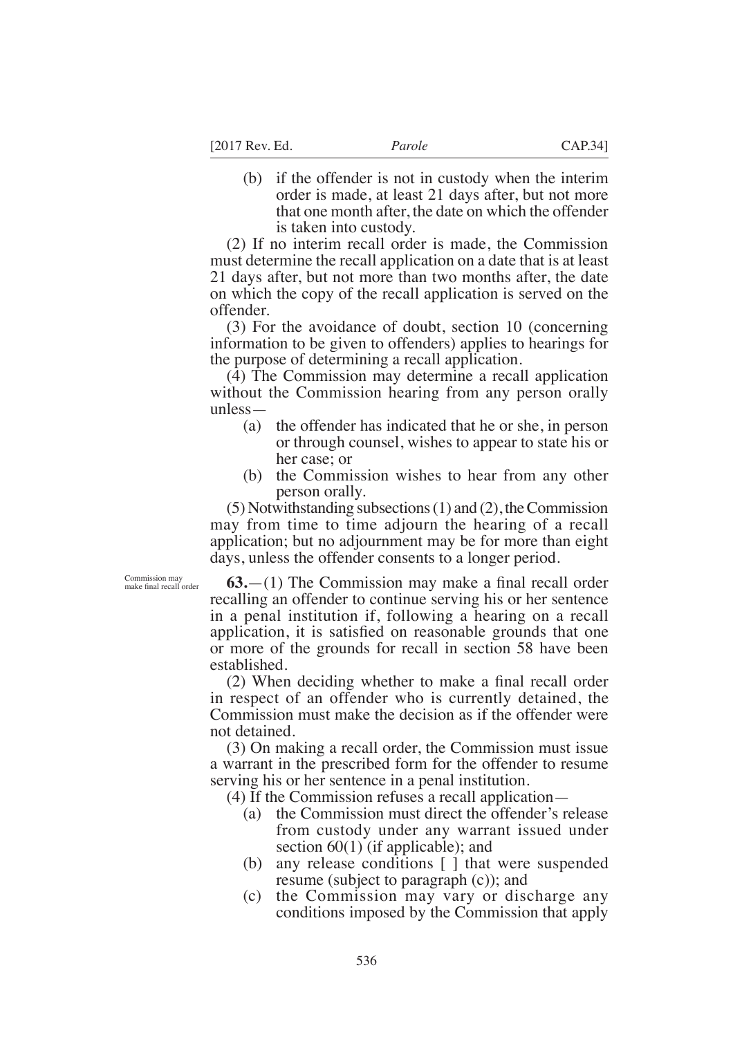(b) if the offender is not in custody when the interim order is made, at least 21 days after, but not more that one month after, the date on which the offender is taken into custody.

(2) If no interim recall order is made, the Commission must determine the recall application on a date that is at least 21 days after, but not more than two months after, the date on which the copy of the recall application is served on the offender.

(3) For the avoidance of doubt, section 10 (concerning information to be given to offenders) applies to hearings for the purpose of determining a recall application.

(4) The Commission may determine a recall application without the Commission hearing from any person orally unless—

(a) the offender has indicated that he or she, in person or through counsel, wishes to appear to state his or her case; or

(b) the Commission wishes to hear from any other person orally.

(5) Notwithstanding subsections (1) and (2), the Commission may from time to time adjourn the hearing of a recall application; but no adjournment may be for more than eight days, unless the offender consents to a longer period.

Commission may make final recall order

**63.**—(1) The Commission may make a final recall order recalling an offender to continue serving his or her sentence in a penal institution if, following a hearing on a recall application, it is satisfied on reasonable grounds that one or more of the grounds for recall in section 58 have been established.

(2) When deciding whether to make a final recall order in respect of an offender who is currently detained, the Commission must make the decision as if the offender were not detained.

(3) On making a recall order, the Commission must issue a warrant in the prescribed form for the offender to resume serving his or her sentence in a penal institution.

(4) If the Commission refuses a recall application—

(a) the Commission must direct the offender's release from custody under any warrant issued under section 60(1) (if applicable); and

(b) any release conditions [ ] that were suspended resume (subject to paragraph (c)); and

(c) the Commission may vary or discharge any conditions imposed by the Commission that apply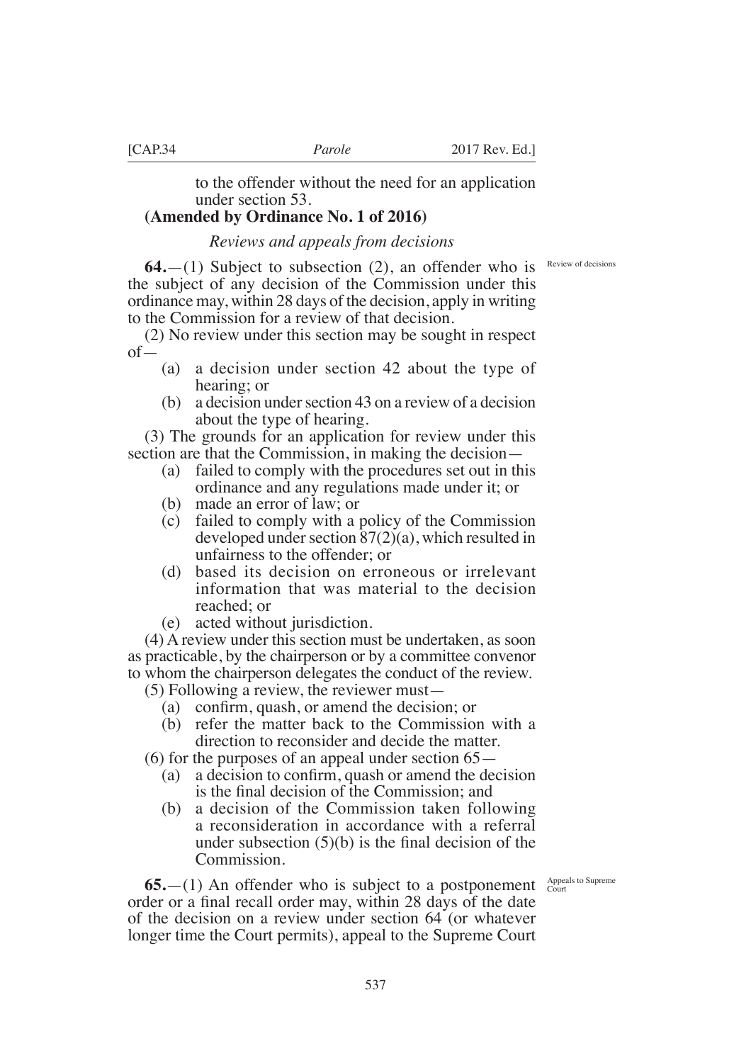to the offender without the need for an application under section 53.

**(Amended by Ordinance No. 1 of 2016)**

*Reviews and appeals from decisions*

Review of decisions

**64.**—(1) Subject to subsection (2), an offender who is the subject of any decision of the Commission under this ordinance may, within 28 days of the decision, apply in writing to the Commission for a review of that decision.

(2) No review under this section may be sought in respect of—

- (a) a decision under section 42 about the type of hearing; or
- (b) a decision under section 43 on a review of a decision about the type of hearing.

(3) The grounds for an application for review under this section are that the Commission, in making the decision—

- (a) failed to comply with the procedures set out in this ordinance and any regulations made under it; or
- (b) made an error of law; or
- (c) failed to comply with a policy of the Commission developed under section 87(2)(a), which resulted in unfairness to the offender; or
- (d) based its decision on erroneous or irrelevant information that was material to the decision reached; or
- (e) acted without jurisdiction.

(4) A review under this section must be undertaken, as soon as practicable, by the chairperson or by a committee convenor to whom the chairperson delegates the conduct of the review.

(5) Following a review, the reviewer must—

- (a) confirm, quash, or amend the decision; or
- (b) refer the matter back to the Commission with a direction to reconsider and decide the matter.

(6) for the purposes of an appeal under section 65—

- (a) a decision to confirm, quash or amend the decision is the final decision of the Commission; and
- (b) a decision of the Commission taken following a reconsideration in accordance with a referral under subsection (5)(b) is the final decision of the Commission.

Appeals to Supreme Court

**65.**—(1) An offender who is subject to a postponement order or a final recall order may, within 28 days of the date of the decision on a review under section 64 (or whatever longer time the Court permits), appeal to the Supreme Court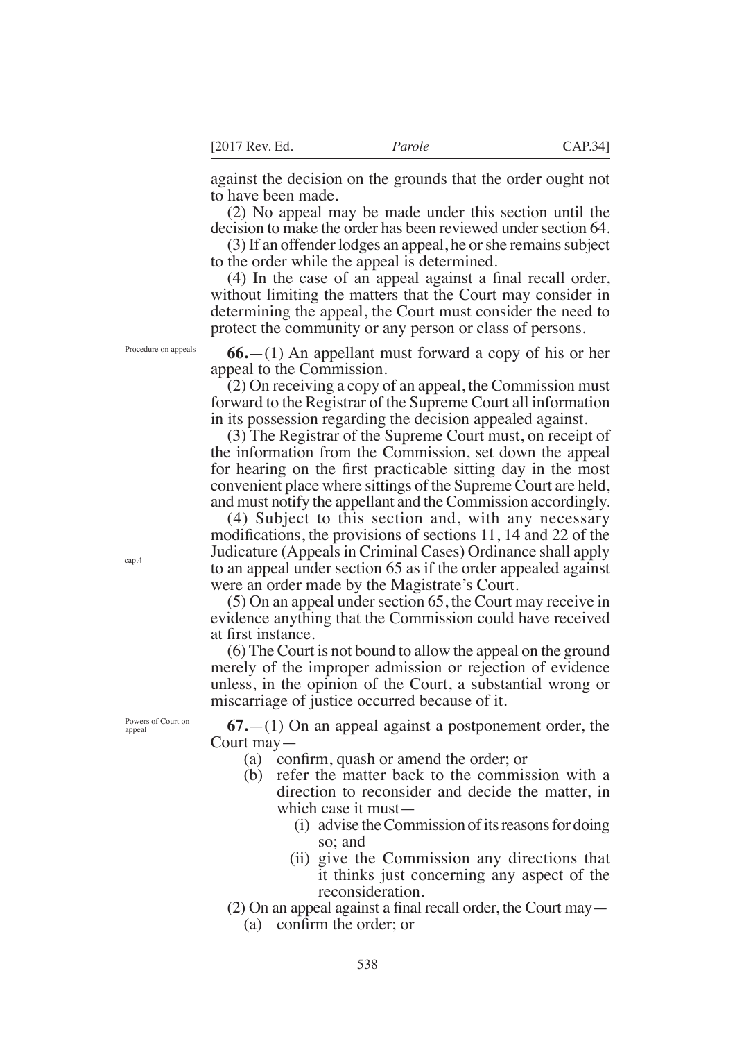against the decision on the grounds that the order ought not to have been made.

(2) No appeal may be made under this section until the decision to make the order has been reviewed under section 64.

(3) If an offender lodges an appeal, he or she remains subject to the order while the appeal is determined.

(4) In the case of an appeal against a final recall order, without limiting the matters that the Court may consider in determining the appeal, the Court must consider the need to protect the community or any person or class of persons.

Procedure on appeals

**66.**—(1) An appellant must forward a copy of his or her appeal to the Commission.

(2) On receiving a copy of an appeal, the Commission must forward to the Registrar of the Supreme Court all information in its possession regarding the decision appealed against.

(3) The Registrar of the Supreme Court must, on receipt of the information from the Commission, set down the appeal for hearing on the first practicable sitting day in the most convenient place where sittings of the Supreme Court are held, and must notify the appellant and the Commission accordingly.

(4) Subject to this section and, with any necessary modifications, the provisions of sections 11, 14 and 22 of the Judicature (Appeals in Criminal Cases) Ordinance shall apply to an appeal under section 65 as if the order appealed against were an order made by the Magistrate's Court.

cap.4

(5) On an appeal under section 65, the Court may receive in evidence anything that the Commission could have received at first instance.

(6) The Court is not bound to allow the appeal on the ground merely of the improper admission or rejection of evidence unless, in the opinion of the Court, a substantial wrong or miscarriage of justice occurred because of it.

Powers of Court on appeal

**67.**—(1) On an appeal against a postponement order, the Court may—

- (a) confirm, quash or amend the order; or
- (b) refer the matter back to the commission with a direction to reconsider and decide the matter, in which case it must—
  - (i) advise the Commission of its reasons for doing so; and
  - (ii) give the Commission any directions that it thinks just concerning any aspect of the reconsideration.

(2) On an appeal against a final recall order, the Court may—

- (a) confirm the order; or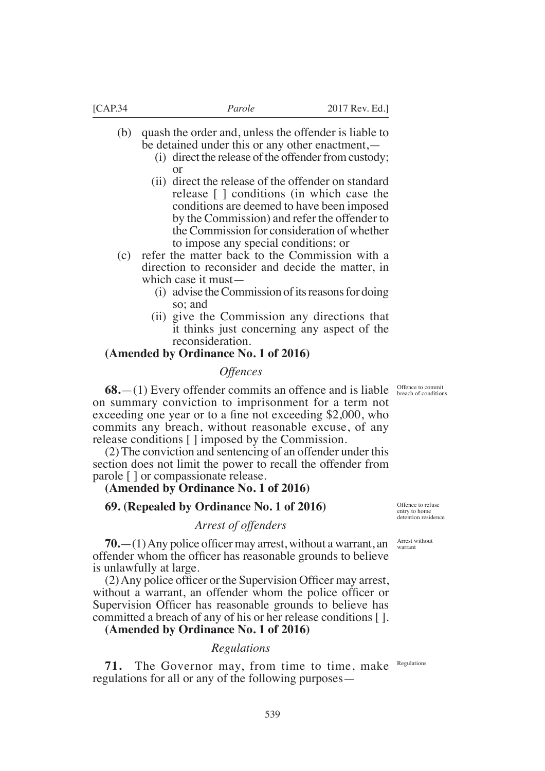(b) quash the order and, unless the offender is liable to be detained under this or any other enactment,—

   (i) direct the release of the offender from custody; or

   (ii) direct the release of the offender on standard release [ ] conditions (in which case the conditions are deemed to have been imposed by the Commission) and refer the offender to the Commission for consideration of whether to impose any special conditions; or

(c) refer the matter back to the Commission with a direction to reconsider and decide the matter, in which case it must—

   (i) advise the Commission of its reasons for doing so; and

   (ii) give the Commission any directions that it thinks just concerning any aspect of the reconsideration.

**(Amended by Ordinance No. 1 of 2016)**

### *Offences*

*Offence to commit breach of conditions*

**68.**—(1) Every offender commits an offence and is liable on summary conviction to imprisonment for a term not exceeding one year or to a fine not exceeding $2,000, who commits any breach, without reasonable excuse, of any release conditions [ ] imposed by the Commission.

(2) The conviction and sentencing of an offender under this section does not limit the power to recall the offender from parole [ ] or compassionate release.

**(Amended by Ordinance No. 1 of 2016)**

*Offence to refuse entry to home detention residence*

**69. (Repealed by Ordinance No. 1 of 2016)**

### *Arrest of offenders*

*Arrest without warrant*

**70.**—(1) Any police officer may arrest, without a warrant, an offender whom the officer has reasonable grounds to believe is unlawfully at large.

(2) Any police officer or the Supervision Officer may arrest, without a warrant, an offender whom the police officer or Supervision Officer has reasonable grounds to believe has committed a breach of any of his or her release conditions [ ].

**(Amended by Ordinance No. 1 of 2016)**

### *Regulations*

*Regulations*

**71.** The Governor may, from time to time, make regulations for all or any of the following purposes—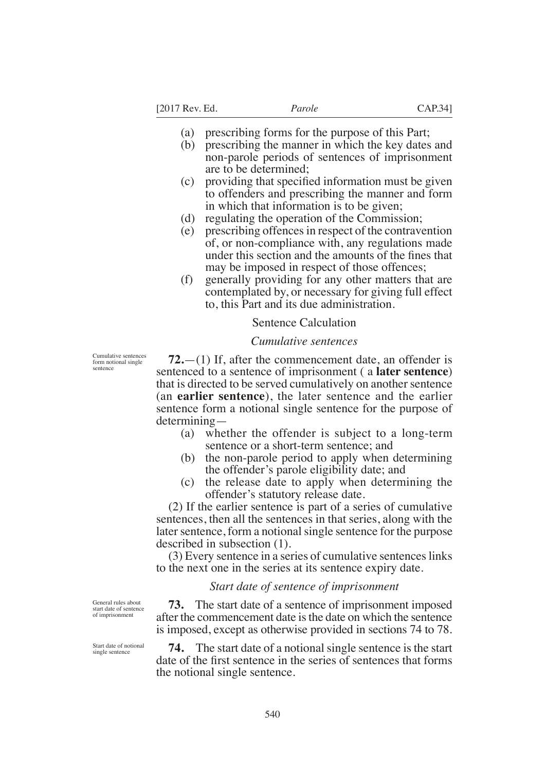(a) prescribing forms for the purpose of this Part;
(b) prescribing the manner in which the key dates and non-parole periods of sentences of imprisonment are to be determined;
(c) providing that specified information must be given to offenders and prescribing the manner and form in which that information is to be given;
(d) regulating the operation of the Commission;
(e) prescribing offences in respect of the contravention of, or non-compliance with, any regulations made under this section and the amounts of the fines that may be imposed in respect of those offences;
(f) generally providing for any other matters that are contemplated by, or necessary for giving full effect to, this Part and its due administration.

## Sentence Calculation

### *Cumulative sentences*

Cumulative sentences form notional single sentence

**72.**—(1) If, after the commencement date, an offender is sentenced to a sentence of imprisonment ( a **later sentence**) that is directed to be served cumulatively on another sentence (an **earlier sentence**), the later sentence and the earlier sentence form a notional single sentence for the purpose of determining—

(a) whether the offender is subject to a long-term sentence or a short-term sentence; and
(b) the non-parole period to apply when determining the offender's parole eligibility date; and
(c) the release date to apply when determining the offender's statutory release date.

(2) If the earlier sentence is part of a series of cumulative sentences, then all the sentences in that series, along with the later sentence, form a notional single sentence for the purpose described in subsection (1).

(3) Every sentence in a series of cumulative sentences links to the next one in the series at its sentence expiry date.

### *Start date of sentence of imprisonment*

General rules about start date of sentence of imprisonment

**73.** The start date of a sentence of imprisonment imposed after the commencement date is the date on which the sentence is imposed, except as otherwise provided in sections 74 to 78.

Start date of notional single sentence

**74.** The start date of a notional single sentence is the start date of the first sentence in the series of sentences that forms the notional single sentence.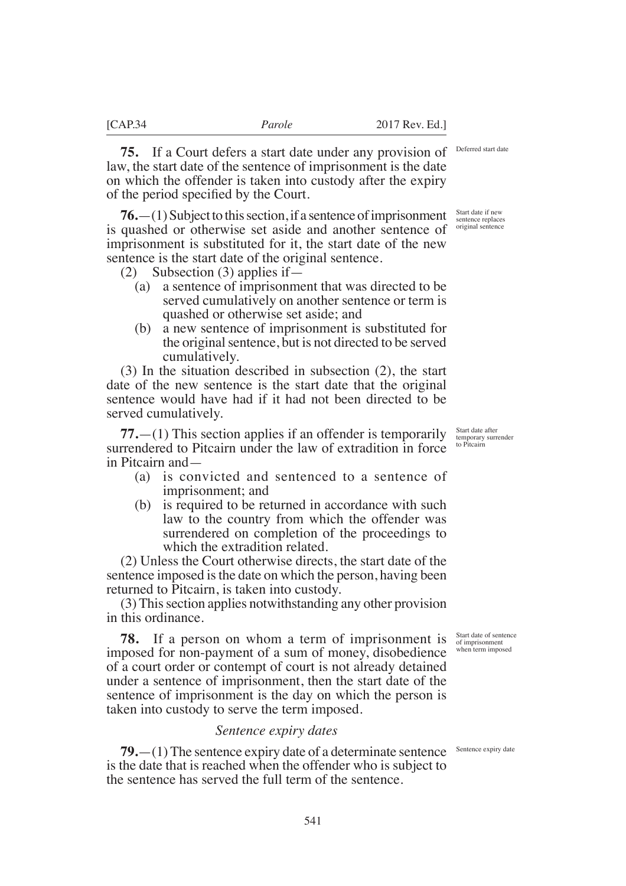**75.** If a Court defers a start date under any provision of law, the start date of the sentence of imprisonment is the date on which the offender is taken into custody after the expiry of the period specified by the Court.

Deferred start date

**76.**—(1) Subject to this section, if a sentence of imprisonment is quashed or otherwise set aside and another sentence of imprisonment is substituted for it, the start date of the new sentence is the start date of the original sentence.

Start date if new sentence replaces original sentence

(2) Subsection (3) applies if—

(a) a sentence of imprisonment that was directed to be served cumulatively on another sentence or term is quashed or otherwise set aside; and

(b) a new sentence of imprisonment is substituted for the original sentence, but is not directed to be served cumulatively.

(3) In the situation described in subsection (2), the start date of the new sentence is the start date that the original sentence would have had if it had not been directed to be served cumulatively.

**77.**—(1) This section applies if an offender is temporarily surrendered to Pitcairn under the law of extradition in force in Pitcairn and—

Start date after temporary surrender to Pitcairn

(a) is convicted and sentenced to a sentence of imprisonment; and

(b) is required to be returned in accordance with such law to the country from which the offender was surrendered on completion of the proceedings to which the extradition related.

(2) Unless the Court otherwise directs, the start date of the sentence imposed is the date on which the person, having been returned to Pitcairn, is taken into custody.

(3) This section applies notwithstanding any other provision in this ordinance.

**78.** If a person on whom a term of imprisonment is imposed for non-payment of a sum of money, disobedience of a court order or contempt of court is not already detained under a sentence of imprisonment, then the start date of the sentence of imprisonment is the day on which the person is taken into custody to serve the term imposed.

Start date of sentence of imprisonment when term imposed

*Sentence expiry dates*

**79.**—(1) The sentence expiry date of a determinate sentence is the date that is reached when the offender who is subject to the sentence has served the full term of the sentence.

Sentence expiry date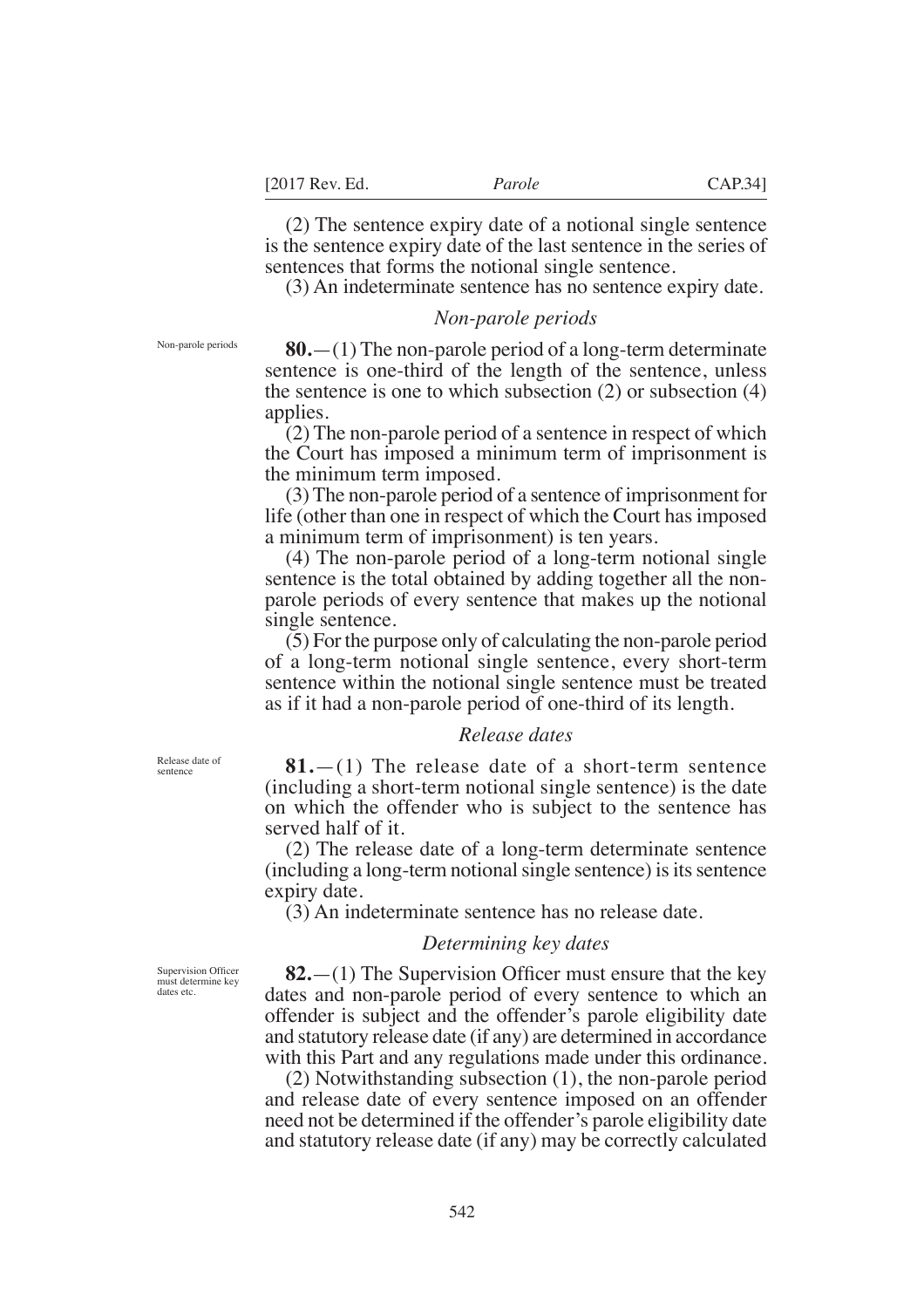(2) The sentence expiry date of a notional single sentence is the sentence expiry date of the last sentence in the series of sentences that forms the notional single sentence.

(3) An indeterminate sentence has no sentence expiry date.

### *Non-parole periods*

Non-parole periods

**80.**—(1) The non-parole period of a long-term determinate sentence is one-third of the length of the sentence, unless the sentence is one to which subsection (2) or subsection (4) applies.

(2) The non-parole period of a sentence in respect of which the Court has imposed a minimum term of imprisonment is the minimum term imposed.

(3) The non-parole period of a sentence of imprisonment for life (other than one in respect of which the Court has imposed a minimum term of imprisonment) is ten years.

(4) The non-parole period of a long-term notional single sentence is the total obtained by adding together all the non-parole periods of every sentence that makes up the notional single sentence.

(5) For the purpose only of calculating the non-parole period of a long-term notional single sentence, every short-term sentence within the notional single sentence must be treated as if it had a non-parole period of one-third of its length.

### *Release dates*

Release date of sentence

**81.**—(1) The release date of a short-term sentence (including a short-term notional single sentence) is the date on which the offender who is subject to the sentence has served half of it.

(2) The release date of a long-term determinate sentence (including a long-term notional single sentence) is its sentence expiry date.

(3) An indeterminate sentence has no release date.

### *Determining key dates*

Supervision Officer must determine key dates etc.

**82.**—(1) The Supervision Officer must ensure that the key dates and non-parole period of every sentence to which an offender is subject and the offender's parole eligibility date and statutory release date (if any) are determined in accordance with this Part and any regulations made under this ordinance.

(2) Notwithstanding subsection (1), the non-parole period and release date of every sentence imposed on an offender need not be determined if the offender's parole eligibility date and statutory release date (if any) may be correctly calculated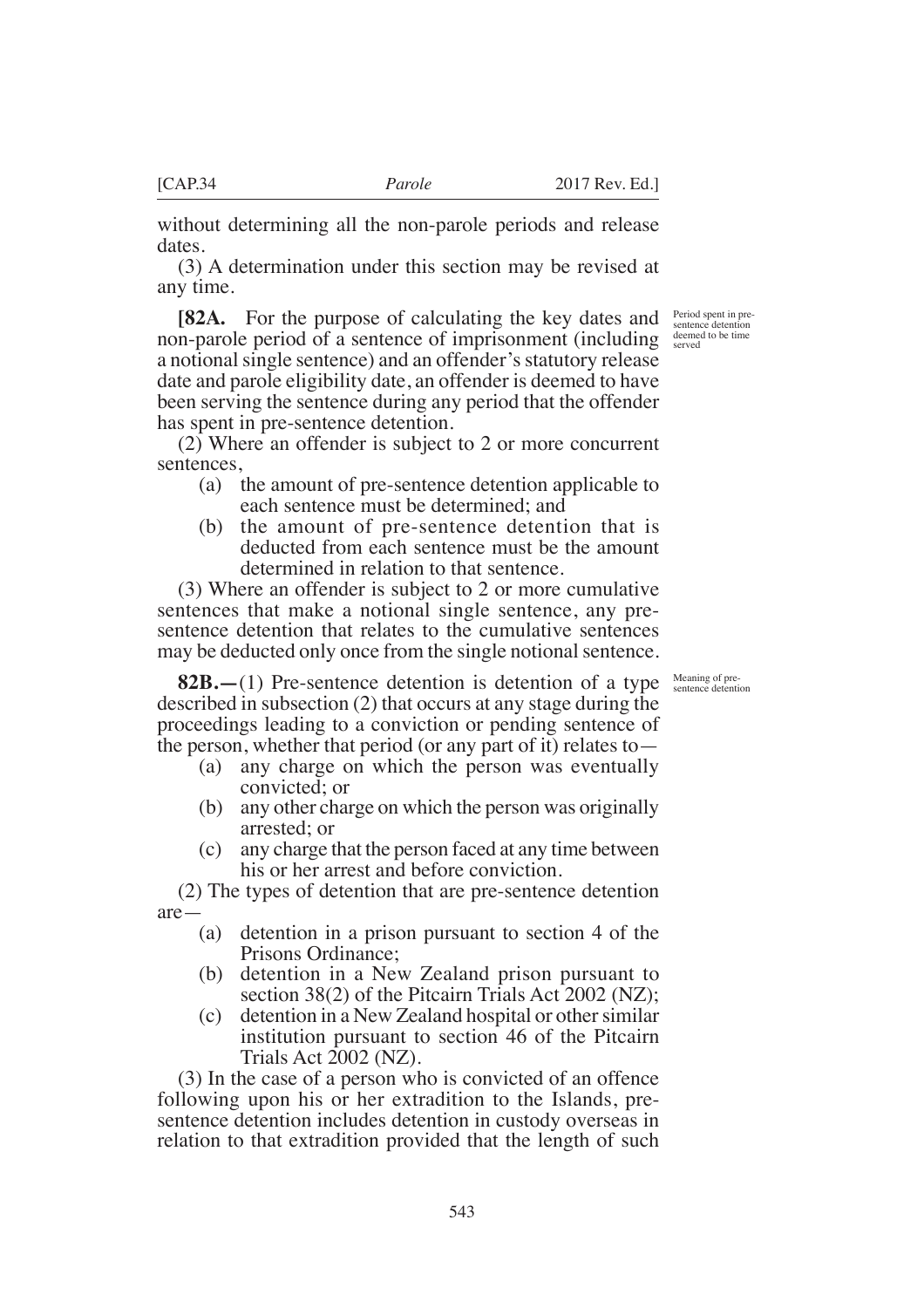without determining all the non-parole periods and release dates.

(3) A determination under this section may be revised at any time.

Period spent in pre-sentence detention deemed to be time served

**[82A.** For the purpose of calculating the key dates and non-parole period of a sentence of imprisonment (including a notional single sentence) and an offender's statutory release date and parole eligibility date, an offender is deemed to have been serving the sentence during any period that the offender has spent in pre-sentence detention.

(2) Where an offender is subject to 2 or more concurrent sentences,

- (a) the amount of pre-sentence detention applicable to each sentence must be determined; and
- (b) the amount of pre-sentence detention that is deducted from each sentence must be the amount determined in relation to that sentence.

(3) Where an offender is subject to 2 or more cumulative sentences that make a notional single sentence, any pre-sentence detention that relates to the cumulative sentences may be deducted only once from the single notional sentence.

Meaning of pre-sentence detention

**82B.—**(1) Pre-sentence detention is detention of a type described in subsection (2) that occurs at any stage during the proceedings leading to a conviction or pending sentence of the person, whether that period (or any part of it) relates to—

- (a) any charge on which the person was eventually convicted; or
- (b) any other charge on which the person was originally arrested; or
- (c) any charge that the person faced at any time between his or her arrest and before conviction.

(2) The types of detention that are pre-sentence detention are—

- (a) detention in a prison pursuant to section 4 of the Prisons Ordinance;
- (b) detention in a New Zealand prison pursuant to section 38(2) of the Pitcairn Trials Act 2002 (NZ);
- (c) detention in a New Zealand hospital or other similar institution pursuant to section 46 of the Pitcairn Trials Act 2002 (NZ).

(3) In the case of a person who is convicted of an offence following upon his or her extradition to the Islands, pre-sentence detention includes detention in custody overseas in relation to that extradition provided that the length of such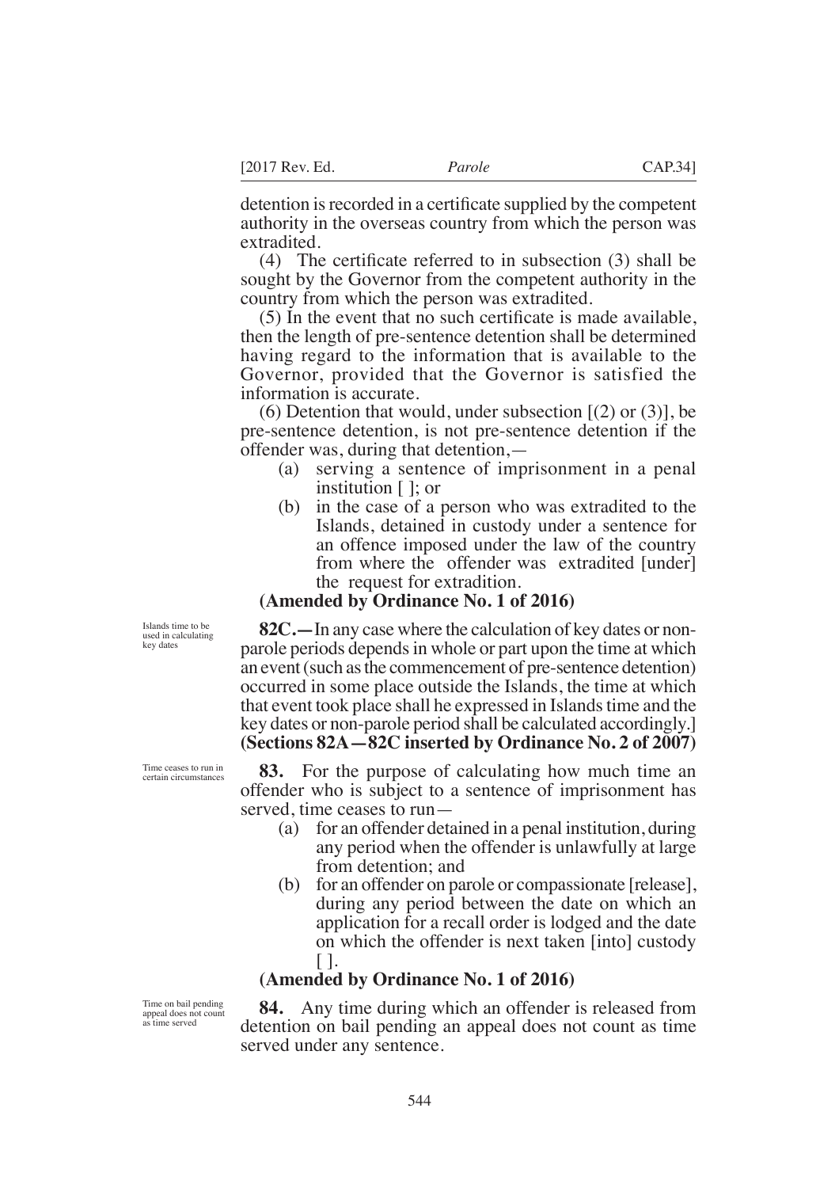detention is recorded in a certificate supplied by the competent authority in the overseas country from which the person was extradited.

(4) The certificate referred to in subsection (3) shall be sought by the Governor from the competent authority in the country from which the person was extradited.

(5) In the event that no such certificate is made available, then the length of pre-sentence detention shall be determined having regard to the information that is available to the Governor, provided that the Governor is satisfied the information is accurate.

(6) Detention that would, under subsection [(2) or (3)], be pre-sentence detention, is not pre-sentence detention if the offender was, during that detention,—

(a) serving a sentence of imprisonment in a penal institution [ ]; or

(b) in the case of a person who was extradited to the Islands, detained in custody under a sentence for an offence imposed under the law of the country from where the offender was extradited [under] the request for extradition.

**(Amended by Ordinance No. 1 of 2016)**

Islands time to be used in calculating key dates

**82C.—**In any case where the calculation of key dates or non-parole periods depends in whole or part upon the time at which an event (such as the commencement of pre-sentence detention) occurred in some place outside the Islands, the time at which that event took place shall he expressed in Islands time and the key dates or non-parole period shall be calculated accordingly.] **(Sections 82A—82C inserted by Ordinance No. 2 of 2007)**

Time ceases to run in certain circumstances

**83.** For the purpose of calculating how much time an offender who is subject to a sentence of imprisonment has served, time ceases to run—

(a) for an offender detained in a penal institution, during any period when the offender is unlawfully at large from detention; and

(b) for an offender on parole or compassionate [release], during any period between the date on which an application for a recall order is lodged and the date on which the offender is next taken [into] custody [ ].

**(Amended by Ordinance No. 1 of 2016)**

Time on bail pending appeal does not count as time served

**84.** Any time during which an offender is released from detention on bail pending an appeal does not count as time served under any sentence.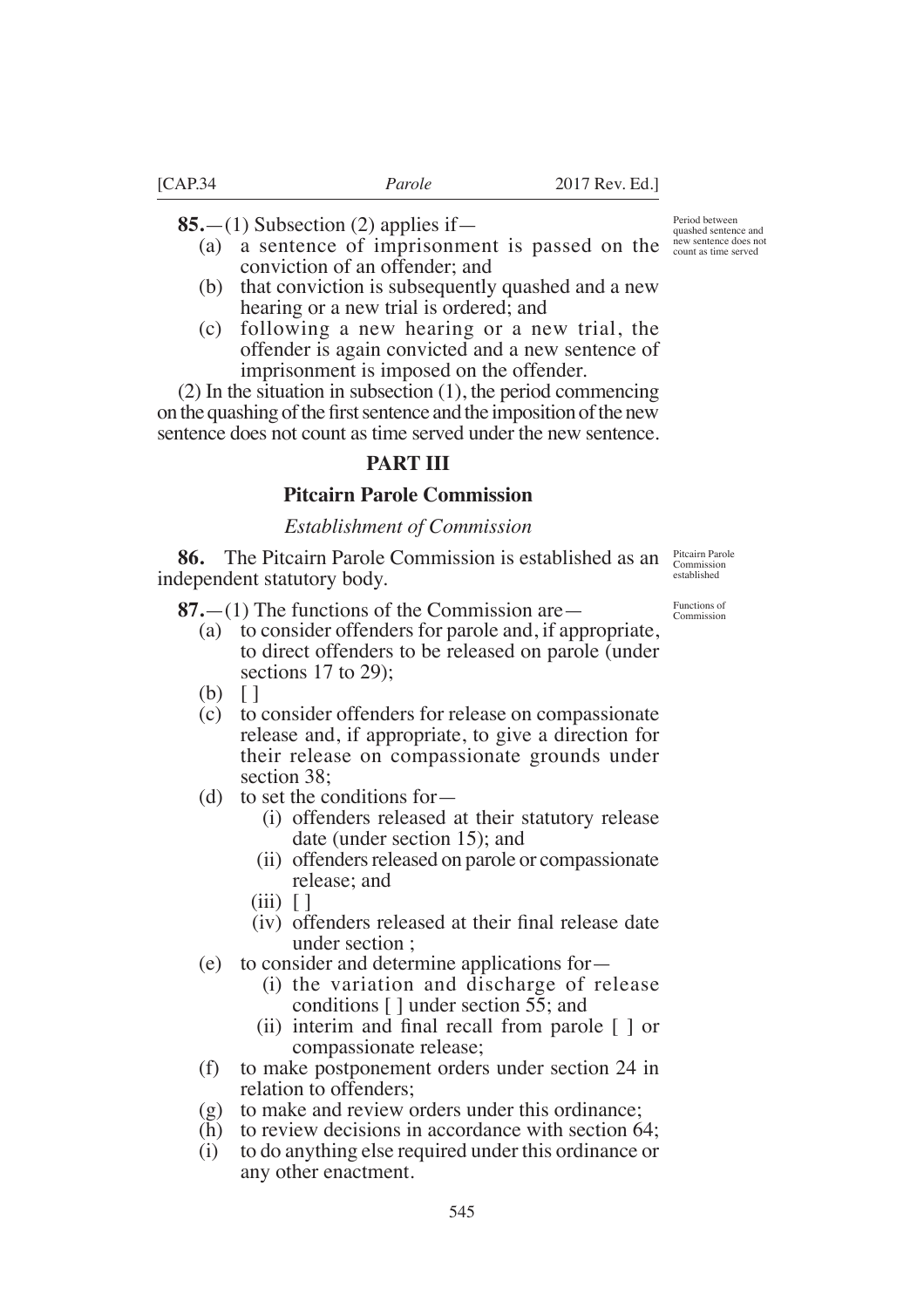**85.**—(1) Subsection (2) applies if—

*Period between quashed sentence and new sentence does not count as time served*

(a) a sentence of imprisonment is passed on the conviction of an offender; and

(b) that conviction is subsequently quashed and a new hearing or a new trial is ordered; and

(c) following a new hearing or a new trial, the offender is again convicted and a new sentence of imprisonment is imposed on the offender.

(2) In the situation in subsection (1), the period commencing on the quashing of the first sentence and the imposition of the new sentence does not count as time served under the new sentence.

## PART III

## Pitcairn Parole Commission

### *Establishment of Commission*

**86.** The Pitcairn Parole Commission is established as an independent statutory body.

*Pitcairn Parole Commission established*

**87.**—(1) The functions of the Commission are—

*Functions of Commission*

(a) to consider offenders for parole and, if appropriate, to direct offenders to be released on parole (under sections 17 to 29);

(b) [ ]

(c) to consider offenders for release on compassionate release and, if appropriate, to give a direction for their release on compassionate grounds under section 38;

(d) to set the conditions for—

(i) offenders released at their statutory release date (under section 15); and

(ii) offenders released on parole or compassionate release; and

(iii) [ ]

(iv) offenders released at their final release date under section ;

(e) to consider and determine applications for—

(i) the variation and discharge of release conditions [ ] under section 55; and

(ii) interim and final recall from parole [ ] or compassionate release;

(f) to make postponement orders under section 24 in relation to offenders;

(g) to make and review orders under this ordinance;

(h) to review decisions in accordance with section 64;

(i) to do anything else required under this ordinance or any other enactment.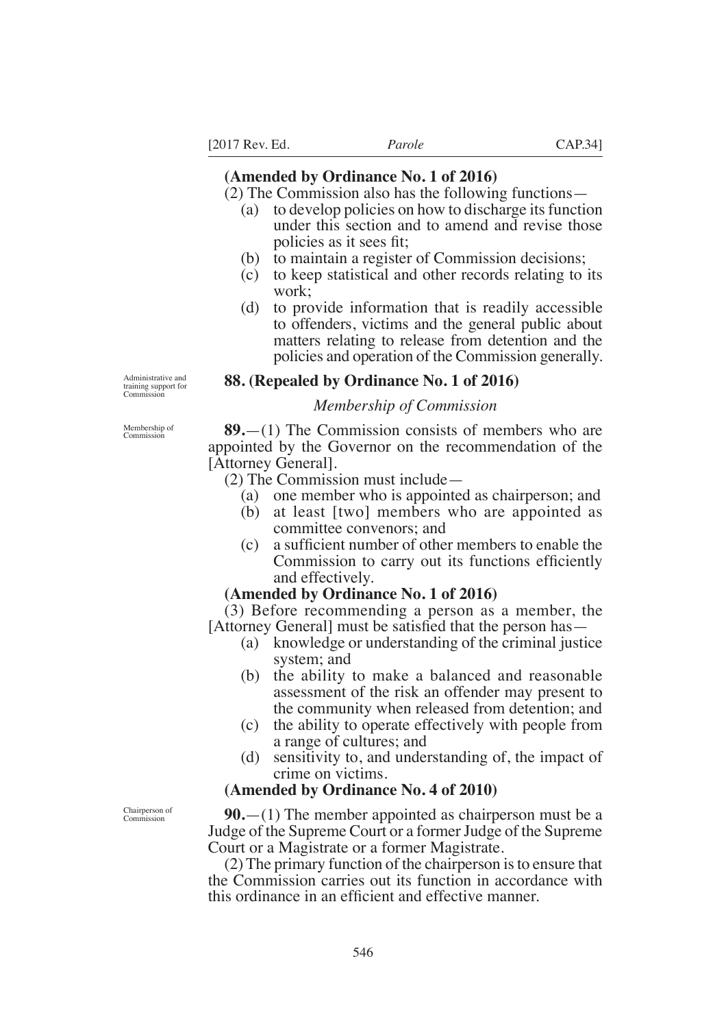**(Amended by Ordinance No. 1 of 2016)**

(2) The Commission also has the following functions—

(a) to develop policies on how to discharge its function under this section and to amend and revise those policies as it sees fit;

(b) to maintain a register of Commission decisions;

(c) to keep statistical and other records relating to its work;

(d) to provide information that is readily accessible to offenders, victims and the general public about matters relating to release from detention and the policies and operation of the Commission generally.

Administrative and training support for Commission

**88. (Repealed by Ordinance No. 1 of 2016)**

*Membership of Commission*

Membership of Commission

**89.**—(1) The Commission consists of members who are appointed by the Governor on the recommendation of the [Attorney General].

(2) The Commission must include—

(a) one member who is appointed as chairperson; and

(b) at least [two] members who are appointed as committee convenors; and

(c) a sufficient number of other members to enable the Commission to carry out its functions efficiently and effectively.

**(Amended by Ordinance No. 1 of 2016)**

(3) Before recommending a person as a member, the [Attorney General] must be satisfied that the person has—

(a) knowledge or understanding of the criminal justice system; and

(b) the ability to make a balanced and reasonable assessment of the risk an offender may present to the community when released from detention; and

(c) the ability to operate effectively with people from a range of cultures; and

(d) sensitivity to, and understanding of, the impact of crime on victims.

**(Amended by Ordinance No. 4 of 2010)**

Chairperson of Commission

**90.**—(1) The member appointed as chairperson must be a Judge of the Supreme Court or a former Judge of the Supreme Court or a Magistrate or a former Magistrate.

(2) The primary function of the chairperson is to ensure that the Commission carries out its function in accordance with this ordinance in an efficient and effective manner.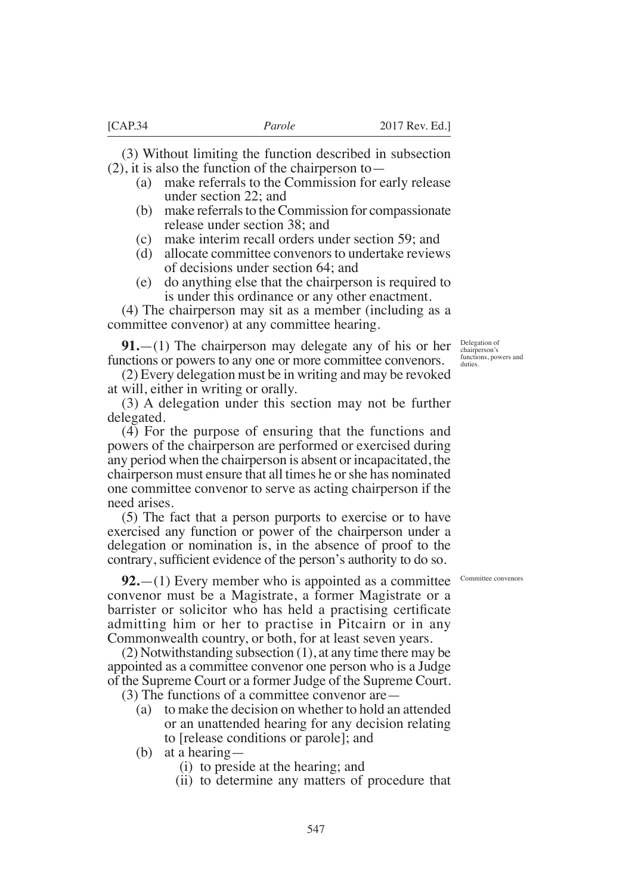(3) Without limiting the function described in subsection (2), it is also the function of the chairperson to—

(a) make referrals to the Commission for early release under section 22; and

(b) make referrals to the Commission for compassionate release under section 38; and

(c) make interim recall orders under section 59; and

(d) allocate committee convenors to undertake reviews of decisions under section 64; and

(e) do anything else that the chairperson is required to is under this ordinance or any other enactment.

(4) The chairperson may sit as a member (including as a committee convenor) at any committee hearing.

*Delegation of chairperson's functions, powers and duties.*

**91.**—(1) The chairperson may delegate any of his or her functions or powers to any one or more committee convenors.

(2) Every delegation must be in writing and may be revoked at will, either in writing or orally.

(3) A delegation under this section may not be further delegated.

(4) For the purpose of ensuring that the functions and powers of the chairperson are performed or exercised during any period when the chairperson is absent or incapacitated, the chairperson must ensure that all times he or she has nominated one committee convenor to serve as acting chairperson if the need arises.

(5) The fact that a person purports to exercise or to have exercised any function or power of the chairperson under a delegation or nomination is, in the absence of proof to the contrary, sufficient evidence of the person's authority to do so.

*Committee convenors*

**92.**—(1) Every member who is appointed as a committee convenor must be a Magistrate, a former Magistrate or a barrister or solicitor who has held a practising certificate admitting him or her to practise in Pitcairn or in any Commonwealth country, or both, for at least seven years.

(2) Notwithstanding subsection (1), at any time there may be appointed as a committee convenor one person who is a Judge of the Supreme Court or a former Judge of the Supreme Court.

(3) The functions of a committee convenor are—

(a) to make the decision on whether to hold an attended or an unattended hearing for any decision relating to [release conditions or parole]; and

(b) at a hearing—

(i) to preside at the hearing; and

(ii) to determine any matters of procedure that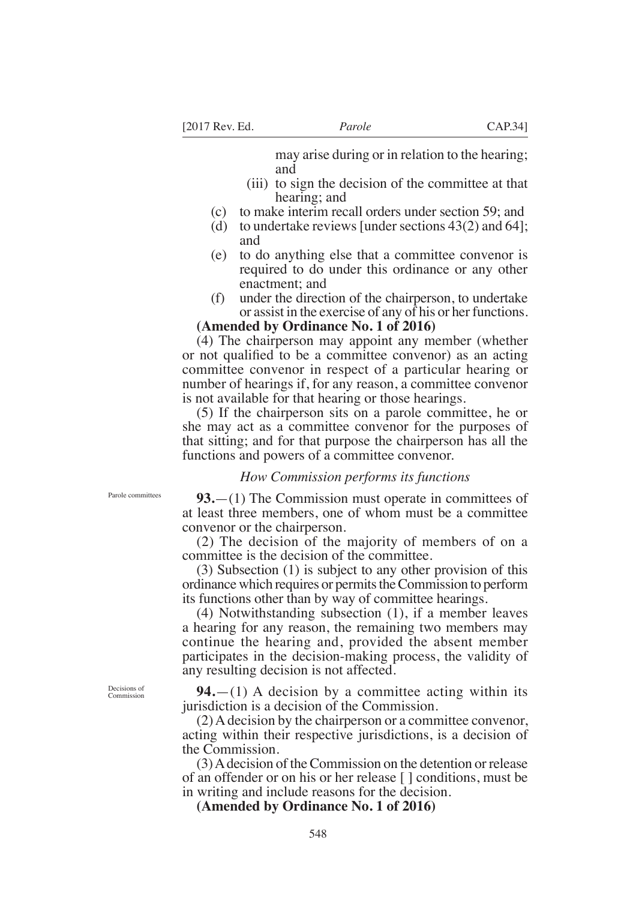may arise during or in relation to the hearing; and

(iii) to sign the decision of the committee at that hearing; and

(c) to make interim recall orders under section 59; and

(d) to undertake reviews [under sections 43(2) and 64]; and

(e) to do anything else that a committee convenor is required to do under this ordinance or any other enactment; and

(f) under the direction of the chairperson, to undertake or assist in the exercise of any of his or her functions.

**(Amended by Ordinance No. 1 of 2016)**

(4) The chairperson may appoint any member (whether or not qualified to be a committee convenor) as an acting committee convenor in respect of a particular hearing or number of hearings if, for any reason, a committee convenor is not available for that hearing or those hearings.

(5) If the chairperson sits on a parole committee, he or she may act as a committee convenor for the purposes of that sitting; and for that purpose the chairperson has all the functions and powers of a committee convenor.

### *How Commission performs its functions*

Parole committees

**93.**—(1) The Commission must operate in committees of at least three members, one of whom must be a committee convenor or the chairperson.

(2) The decision of the majority of members of on a committee is the decision of the committee.

(3) Subsection (1) is subject to any other provision of this ordinance which requires or permits the Commission to perform its functions other than by way of committee hearings.

(4) Notwithstanding subsection (1), if a member leaves a hearing for any reason, the remaining two members may continue the hearing and, provided the absent member participates in the decision-making process, the validity of any resulting decision is not affected.

Decisions of Commission

**94.**—(1) A decision by a committee acting within its jurisdiction is a decision of the Commission.

(2) A decision by the chairperson or a committee convenor, acting within their respective jurisdictions, is a decision of the Commission.

(3) A decision of the Commission on the detention or release of an offender or on his or her release [ ] conditions, must be in writing and include reasons for the decision.

**(Amended by Ordinance No. 1 of 2016)**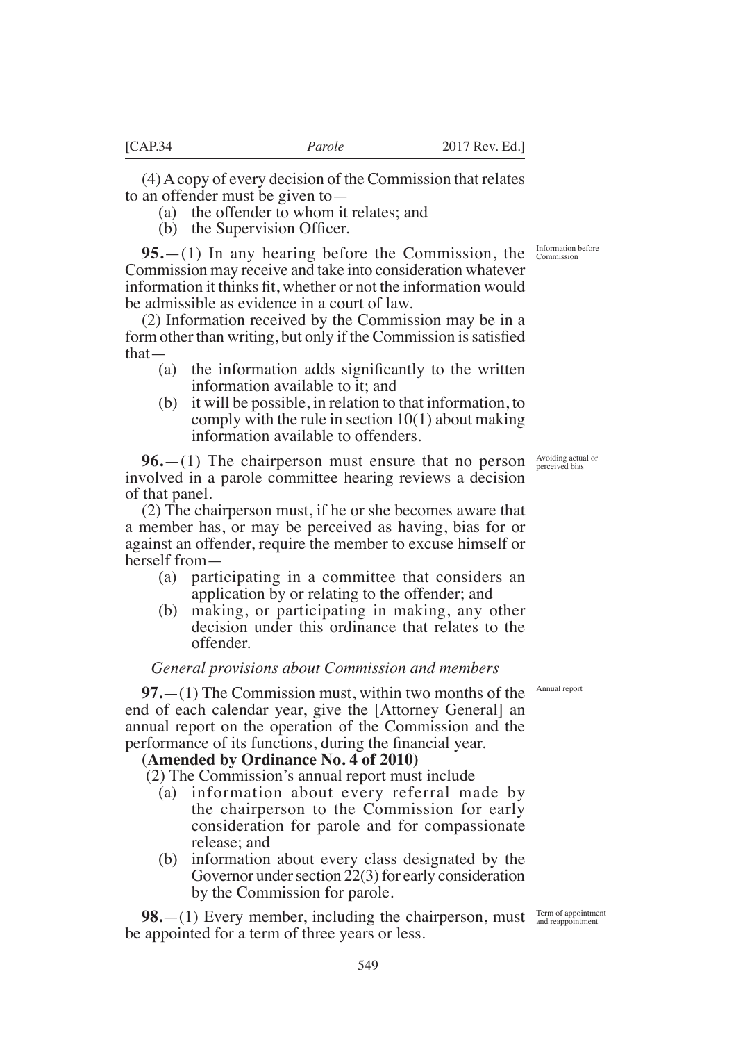(4) A copy of every decision of the Commission that relates to an offender must be given to—

(a) the offender to whom it relates; and

(b) the Supervision Officer.

Information before Commission

**95.**—(1) In any hearing before the Commission, the Commission may receive and take into consideration whatever information it thinks fit, whether or not the information would be admissible as evidence in a court of law.

(2) Information received by the Commission may be in a form other than writing, but only if the Commission is satisfied that—

(a) the information adds significantly to the written information available to it; and

(b) it will be possible, in relation to that information, to comply with the rule in section 10(1) about making information available to offenders.

Avoiding actual or perceived bias

**96.**—(1) The chairperson must ensure that no person involved in a parole committee hearing reviews a decision of that panel.

(2) The chairperson must, if he or she becomes aware that a member has, or may be perceived as having, bias for or against an offender, require the member to excuse himself or herself from—

(a) participating in a committee that considers an application by or relating to the offender; and

(b) making, or participating in making, any other decision under this ordinance that relates to the offender.

*General provisions about Commission and members*

Annual report

**97.**—(1) The Commission must, within two months of the end of each calendar year, give the [Attorney General] an annual report on the operation of the Commission and the performance of its functions, during the financial year.

**(Amended by Ordinance No. 4 of 2010)**

(2) The Commission's annual report must include

(a) information about every referral made by the chairperson to the Commission for early consideration for parole and for compassionate release; and

(b) information about every class designated by the Governor under section 22(3) for early consideration by the Commission for parole.

Term of appointment and reappointment

**98.**—(1) Every member, including the chairperson, must be appointed for a term of three years or less.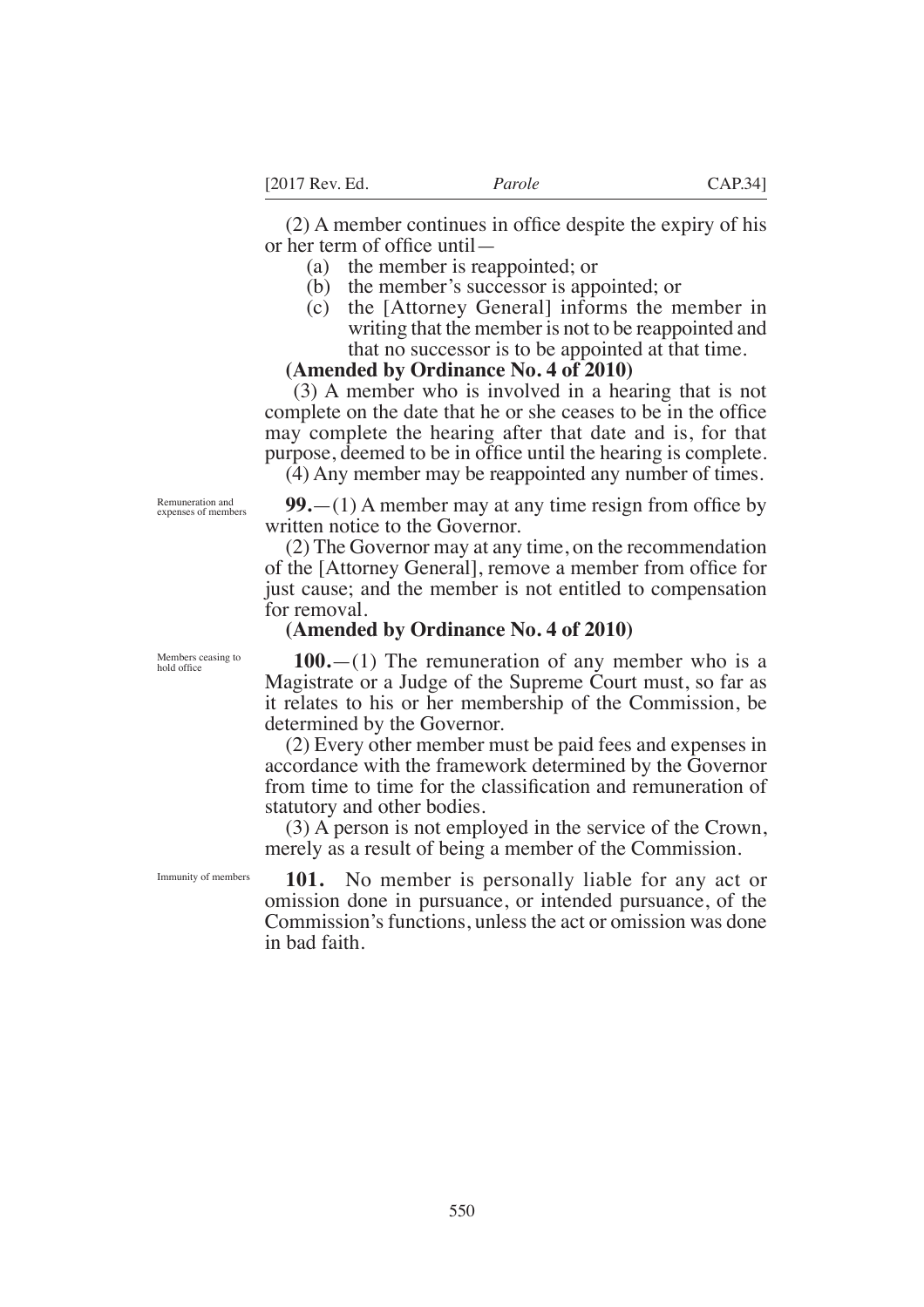(2) A member continues in office despite the expiry of his or her term of office until—

(a) the member is reappointed; or

(b) the member's successor is appointed; or

(c) the [Attorney General] informs the member in writing that the member is not to be reappointed and that no successor is to be appointed at that time.

**(Amended by Ordinance No. 4 of 2010)**

(3) A member who is involved in a hearing that is not complete on the date that he or she ceases to be in the office may complete the hearing after that date and is, for that purpose, deemed to be in office until the hearing is complete.

(4) Any member may be reappointed any number of times.

Remuneration and expenses of members

**99.**—(1) A member may at any time resign from office by written notice to the Governor.

(2) The Governor may at any time, on the recommendation of the [Attorney General], remove a member from office for just cause; and the member is not entitled to compensation for removal.

**(Amended by Ordinance No. 4 of 2010)**

Members ceasing to hold office

**100.**—(1) The remuneration of any member who is a Magistrate or a Judge of the Supreme Court must, so far as it relates to his or her membership of the Commission, be determined by the Governor.

(2) Every other member must be paid fees and expenses in accordance with the framework determined by the Governor from time to time for the classification and remuneration of statutory and other bodies.

(3) A person is not employed in the service of the Crown, merely as a result of being a member of the Commission.

Immunity of members

**101.** No member is personally liable for any act or omission done in pursuance, or intended pursuance, of the Commission's functions, unless the act or omission was done in bad faith.